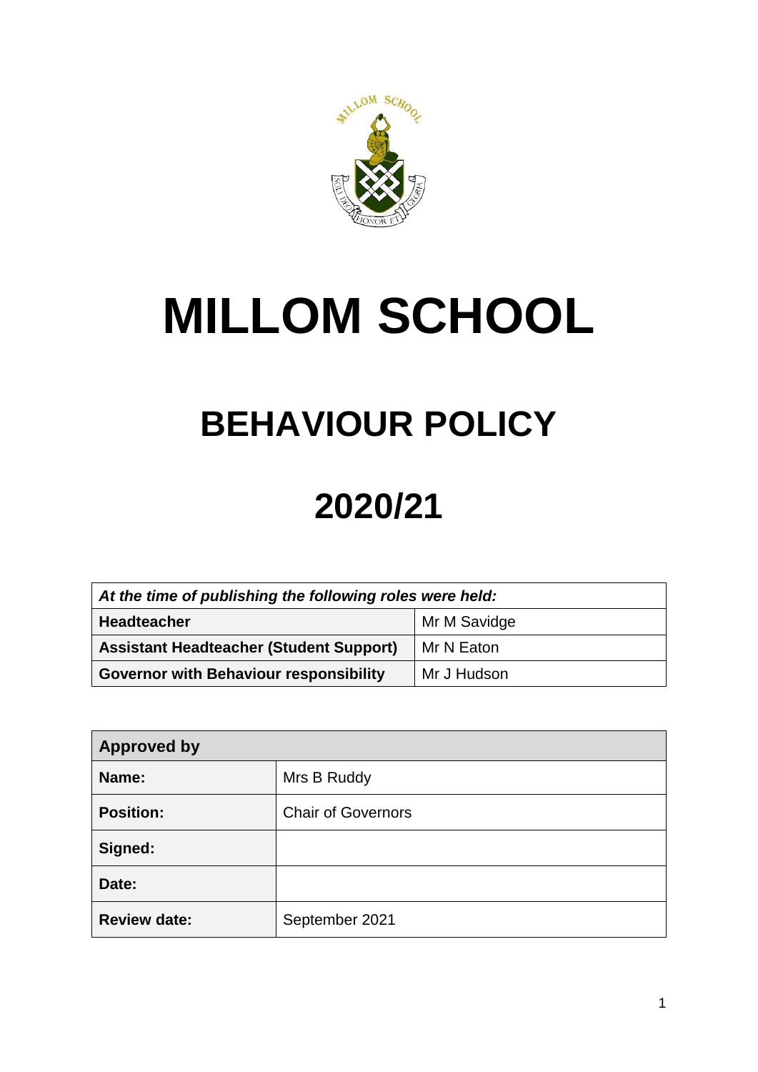# MILLOM SCHOOL

## BEHAVIOUR POLICY

## 2020/21

| *At the time of publishing the following roles were held:* | |
|---|---|
| **Headteacher** | Mr M Savidge |
| **Assistant Headteacher (Student Support)** | Mr N Eaton |
| **Governor with Behaviour responsibility** | Mr J Hudson |

| **Approved by** | |
|---|---|
| **Name:** | Mrs B Ruddy |
| **Position:** | Chair of Governors |
| **Signed:** | |
| **Date:** | |
| **Review date:** | September 2021 |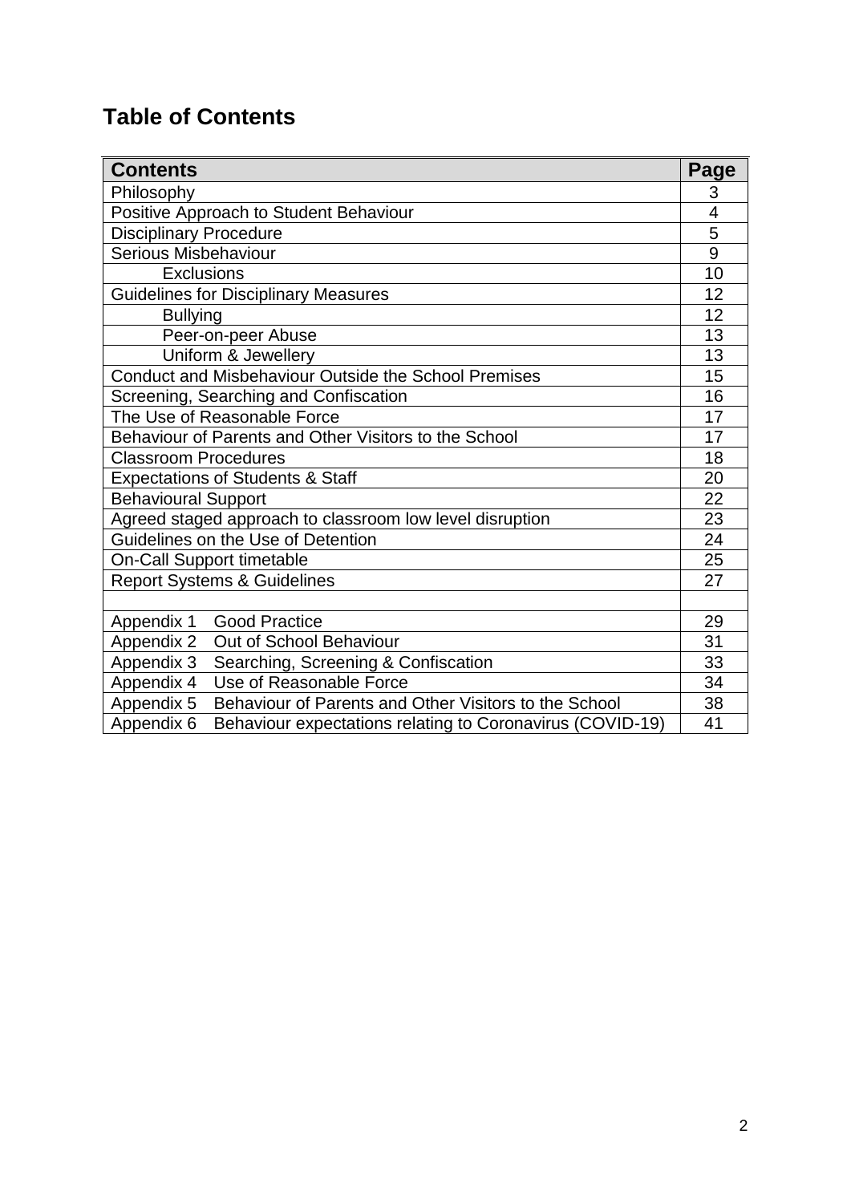## Table of Contents

| Contents | Page |
|---|---|
| Philosophy | 3 |
| Positive Approach to Student Behaviour | 4 |
| Disciplinary Procedure | 5 |
| Serious Misbehaviour | 9 |
| Exclusions | 10 |
| Guidelines for Disciplinary Measures | 12 |
| Bullying | 12 |
| Peer-on-peer Abuse | 13 |
| Uniform & Jewellery | 13 |
| Conduct and Misbehaviour Outside the School Premises | 15 |
| Screening, Searching and Confiscation | 16 |
| The Use of Reasonable Force | 17 |
| Behaviour of Parents and Other Visitors to the School | 17 |
| Classroom Procedures | 18 |
| Expectations of Students & Staff | 20 |
| Behavioural Support | 22 |
| Agreed staged approach to classroom low level disruption | 23 |
| Guidelines on the Use of Detention | 24 |
| On-Call Support timetable | 25 |
| Report Systems & Guidelines | 27 |
| | |
| Appendix 1 Good Practice | 29 |
| Appendix 2 Out of School Behaviour | 31 |
| Appendix 3 Searching, Screening & Confiscation | 33 |
| Appendix 4 Use of Reasonable Force | 34 |
| Appendix 5 Behaviour of Parents and Other Visitors to the School | 38 |
| Appendix 6 Behaviour expectations relating to Coronavirus (COVID-19) | 41 |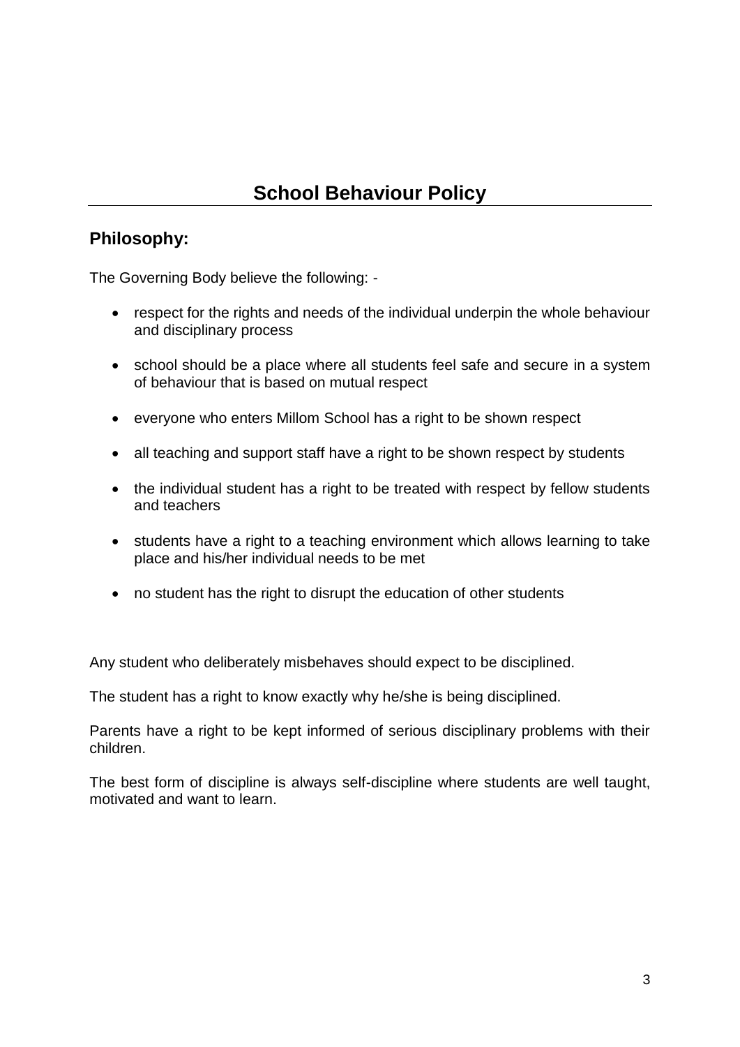# School Behaviour Policy

## Philosophy:

The Governing Body believe the following: -

- respect for the rights and needs of the individual underpin the whole behaviour and disciplinary process
- school should be a place where all students feel safe and secure in a system of behaviour that is based on mutual respect
- everyone who enters Millom School has a right to be shown respect
- all teaching and support staff have a right to be shown respect by students
- the individual student has a right to be treated with respect by fellow students and teachers
- students have a right to a teaching environment which allows learning to take place and his/her individual needs to be met
- no student has the right to disrupt the education of other students

Any student who deliberately misbehaves should expect to be disciplined.

The student has a right to know exactly why he/she is being disciplined.

Parents have a right to be kept informed of serious disciplinary problems with their children.

The best form of discipline is always self-discipline where students are well taught, motivated and want to learn.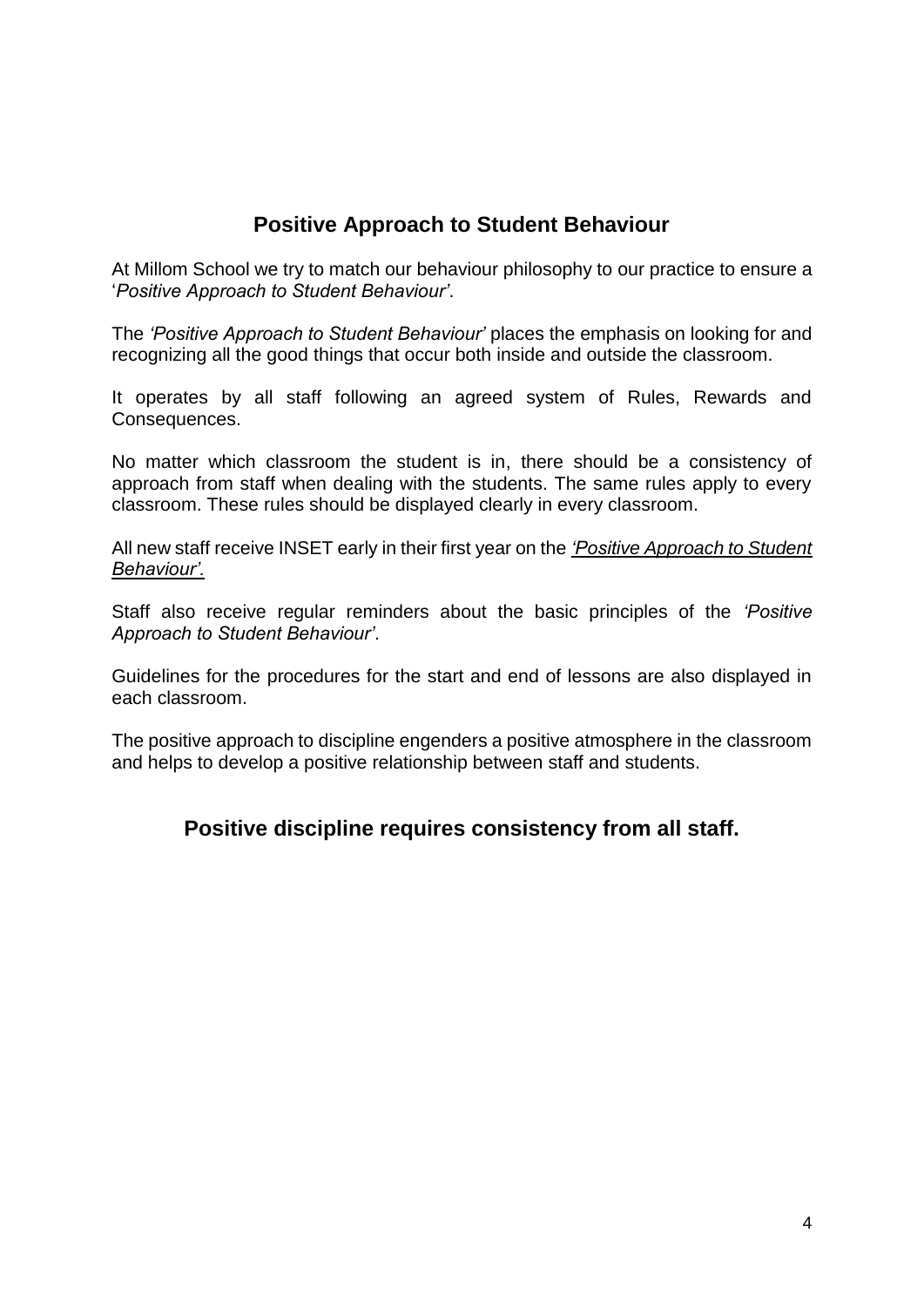## Positive Approach to Student Behaviour

At Millom School we try to match our behaviour philosophy to our practice to ensure a '*Positive Approach to Student Behaviour'*.

The *'Positive Approach to Student Behaviour'* places the emphasis on looking for and recognizing all the good things that occur both inside and outside the classroom.

It operates by all staff following an agreed system of Rules, Rewards and Consequences.

No matter which classroom the student is in, there should be a consistency of approach from staff when dealing with the students. The same rules apply to every classroom. These rules should be displayed clearly in every classroom.

All new staff receive INSET early in their first year on the *'Positive Approach to Student Behaviour'.*

Staff also receive regular reminders about the basic principles of the *'Positive Approach to Student Behaviour'*.

Guidelines for the procedures for the start and end of lessons are also displayed in each classroom.

The positive approach to discipline engenders a positive atmosphere in the classroom and helps to develop a positive relationship between staff and students.

### Positive discipline requires consistency from all staff.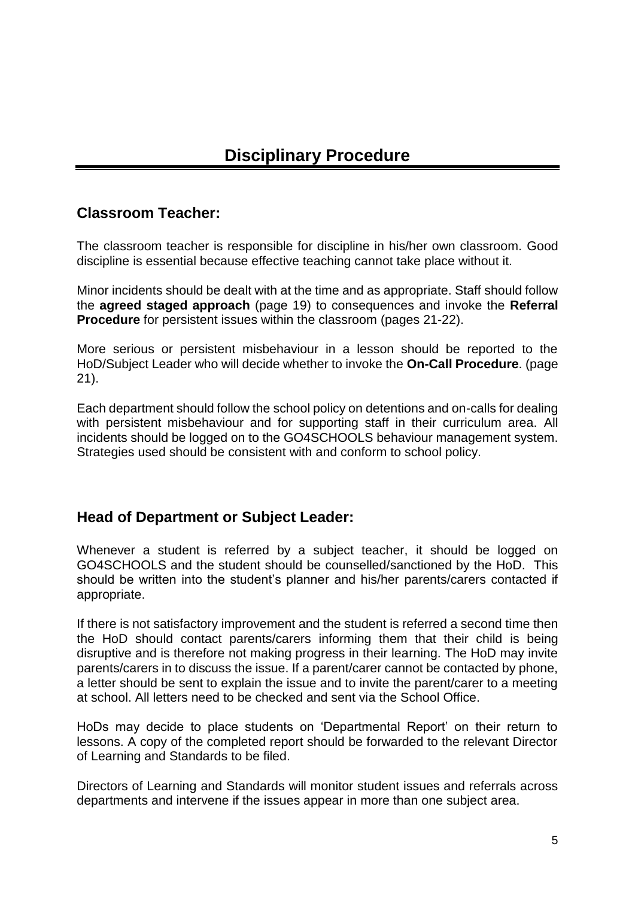# Disciplinary Procedure

## Classroom Teacher:

The classroom teacher is responsible for discipline in his/her own classroom. Good discipline is essential because effective teaching cannot take place without it.

Minor incidents should be dealt with at the time and as appropriate. Staff should follow the **agreed staged approach** (page 19) to consequences and invoke the **Referral Procedure** for persistent issues within the classroom (pages 21-22).

More serious or persistent misbehaviour in a lesson should be reported to the HoD/Subject Leader who will decide whether to invoke the **On-Call Procedure**. (page 21).

Each department should follow the school policy on detentions and on-calls for dealing with persistent misbehaviour and for supporting staff in their curriculum area. All incidents should be logged on to the GO4SCHOOLS behaviour management system. Strategies used should be consistent with and conform to school policy.

## Head of Department or Subject Leader:

Whenever a student is referred by a subject teacher, it should be logged on GO4SCHOOLS and the student should be counselled/sanctioned by the HoD. This should be written into the student's planner and his/her parents/carers contacted if appropriate.

If there is not satisfactory improvement and the student is referred a second time then the HoD should contact parents/carers informing them that their child is being disruptive and is therefore not making progress in their learning. The HoD may invite parents/carers in to discuss the issue. If a parent/carer cannot be contacted by phone, a letter should be sent to explain the issue and to invite the parent/carer to a meeting at school. All letters need to be checked and sent via the School Office.

HoDs may decide to place students on 'Departmental Report' on their return to lessons. A copy of the completed report should be forwarded to the relevant Director of Learning and Standards to be filed.

Directors of Learning and Standards will monitor student issues and referrals across departments and intervene if the issues appear in more than one subject area.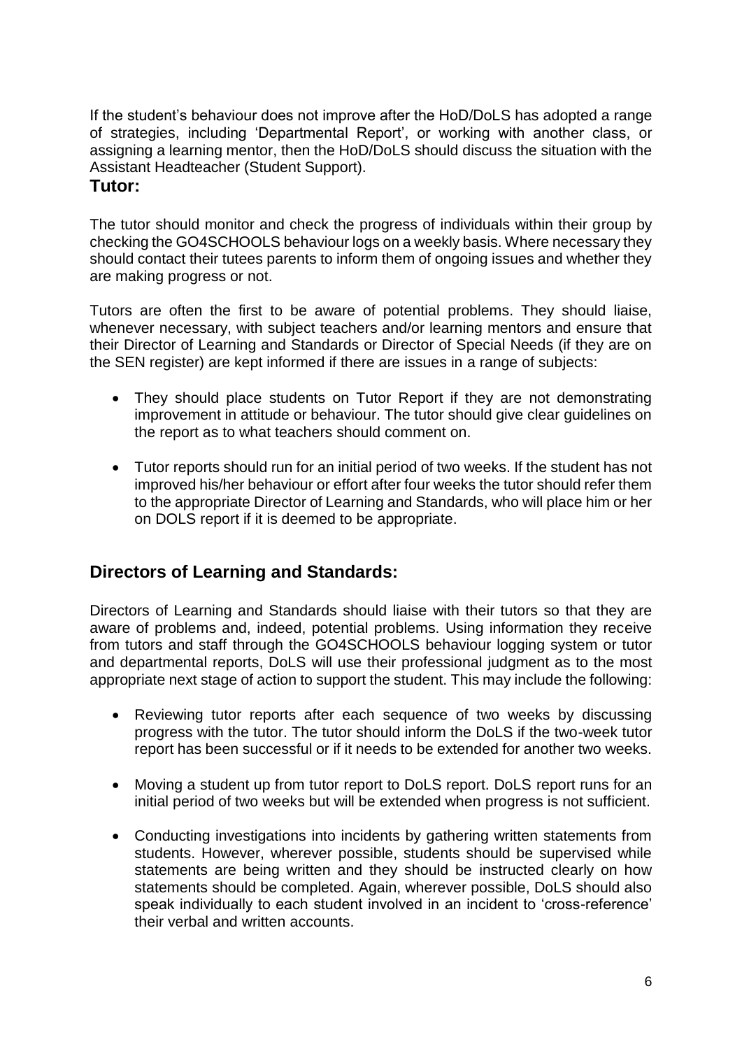If the student's behaviour does not improve after the HoD/DoLS has adopted a range of strategies, including 'Departmental Report', or working with another class, or assigning a learning mentor, then the HoD/DoLS should discuss the situation with the Assistant Headteacher (Student Support).

## Tutor:

The tutor should monitor and check the progress of individuals within their group by checking the GO4SCHOOLS behaviour logs on a weekly basis. Where necessary they should contact their tutees parents to inform them of ongoing issues and whether they are making progress or not.

Tutors are often the first to be aware of potential problems. They should liaise, whenever necessary, with subject teachers and/or learning mentors and ensure that their Director of Learning and Standards or Director of Special Needs (if they are on the SEN register) are kept informed if there are issues in a range of subjects:

- They should place students on Tutor Report if they are not demonstrating improvement in attitude or behaviour. The tutor should give clear guidelines on the report as to what teachers should comment on.
- Tutor reports should run for an initial period of two weeks. If the student has not improved his/her behaviour or effort after four weeks the tutor should refer them to the appropriate Director of Learning and Standards, who will place him or her on DOLS report if it is deemed to be appropriate.

## Directors of Learning and Standards:

Directors of Learning and Standards should liaise with their tutors so that they are aware of problems and, indeed, potential problems. Using information they receive from tutors and staff through the GO4SCHOOLS behaviour logging system or tutor and departmental reports, DoLS will use their professional judgment as to the most appropriate next stage of action to support the student. This may include the following:

- Reviewing tutor reports after each sequence of two weeks by discussing progress with the tutor. The tutor should inform the DoLS if the two-week tutor report has been successful or if it needs to be extended for another two weeks.
- Moving a student up from tutor report to DoLS report. DoLS report runs for an initial period of two weeks but will be extended when progress is not sufficient.
- Conducting investigations into incidents by gathering written statements from students. However, wherever possible, students should be supervised while statements are being written and they should be instructed clearly on how statements should be completed. Again, wherever possible, DoLS should also speak individually to each student involved in an incident to 'cross-reference' their verbal and written accounts.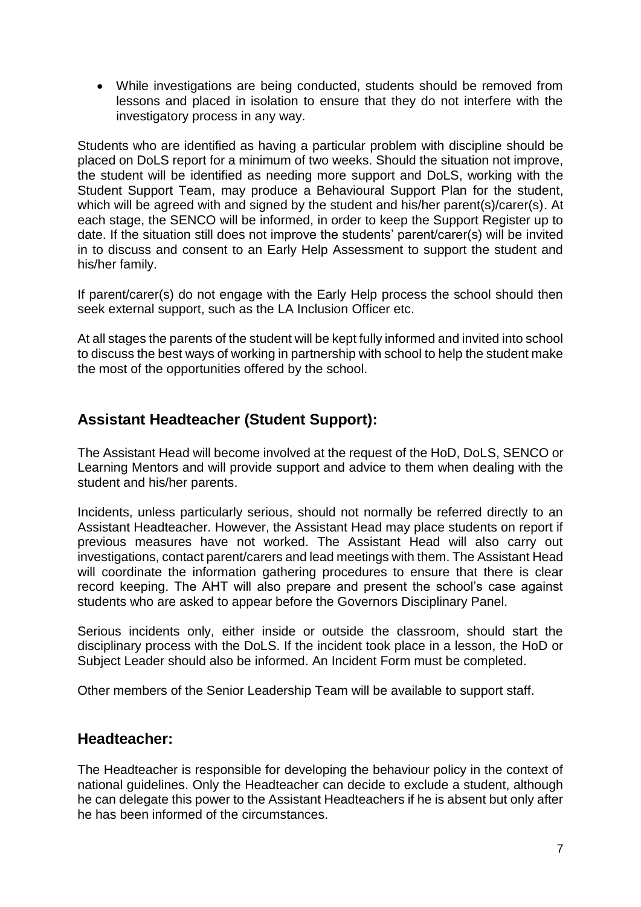- While investigations are being conducted, students should be removed from lessons and placed in isolation to ensure that they do not interfere with the investigatory process in any way.

Students who are identified as having a particular problem with discipline should be placed on DoLS report for a minimum of two weeks. Should the situation not improve, the student will be identified as needing more support and DoLS, working with the Student Support Team, may produce a Behavioural Support Plan for the student, which will be agreed with and signed by the student and his/her parent(s)/carer(s). At each stage, the SENCO will be informed, in order to keep the Support Register up to date. If the situation still does not improve the students' parent/carer(s) will be invited in to discuss and consent to an Early Help Assessment to support the student and his/her family.

If parent/carer(s) do not engage with the Early Help process the school should then seek external support, such as the LA Inclusion Officer etc.

At all stages the parents of the student will be kept fully informed and invited into school to discuss the best ways of working in partnership with school to help the student make the most of the opportunities offered by the school.

## Assistant Headteacher (Student Support):

The Assistant Head will become involved at the request of the HoD, DoLS, SENCO or Learning Mentors and will provide support and advice to them when dealing with the student and his/her parents.

Incidents, unless particularly serious, should not normally be referred directly to an Assistant Headteacher. However, the Assistant Head may place students on report if previous measures have not worked. The Assistant Head will also carry out investigations, contact parent/carers and lead meetings with them. The Assistant Head will coordinate the information gathering procedures to ensure that there is clear record keeping. The AHT will also prepare and present the school's case against students who are asked to appear before the Governors Disciplinary Panel.

Serious incidents only, either inside or outside the classroom, should start the disciplinary process with the DoLS. If the incident took place in a lesson, the HoD or Subject Leader should also be informed. An Incident Form must be completed.

Other members of the Senior Leadership Team will be available to support staff.

## Headteacher:

The Headteacher is responsible for developing the behaviour policy in the context of national guidelines. Only the Headteacher can decide to exclude a student, although he can delegate this power to the Assistant Headteachers if he is absent but only after he has been informed of the circumstances.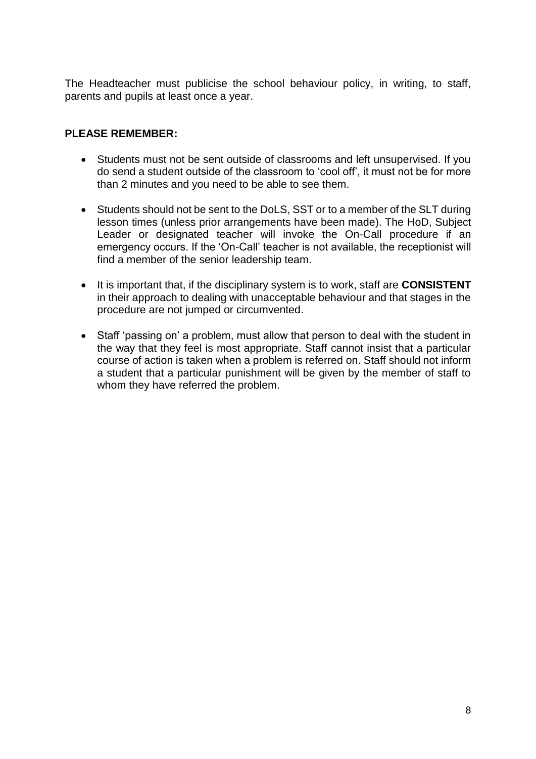The Headteacher must publicise the school behaviour policy, in writing, to staff, parents and pupils at least once a year.

**PLEASE REMEMBER:**

- Students must not be sent outside of classrooms and left unsupervised. If you do send a student outside of the classroom to 'cool off', it must not be for more than 2 minutes and you need to be able to see them.
- Students should not be sent to the DoLS, SST or to a member of the SLT during lesson times (unless prior arrangements have been made). The HoD, Subject Leader or designated teacher will invoke the On-Call procedure if an emergency occurs. If the 'On-Call' teacher is not available, the receptionist will find a member of the senior leadership team.
- It is important that, if the disciplinary system is to work, staff are **CONSISTENT** in their approach to dealing with unacceptable behaviour and that stages in the procedure are not jumped or circumvented.
- Staff 'passing on' a problem, must allow that person to deal with the student in the way that they feel is most appropriate. Staff cannot insist that a particular course of action is taken when a problem is referred on. Staff should not inform a student that a particular punishment will be given by the member of staff to whom they have referred the problem.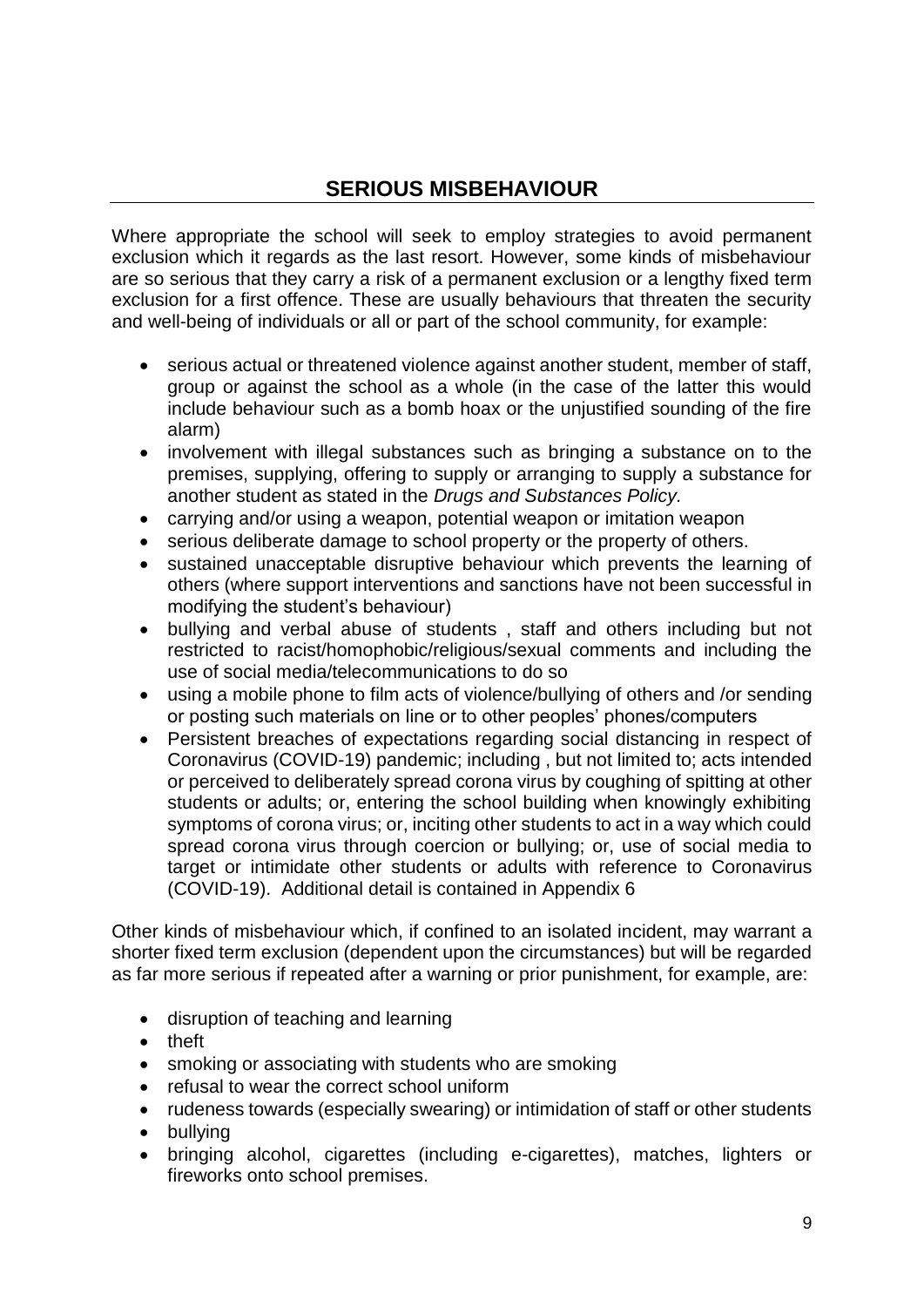## SERIOUS MISBEHAVIOUR

Where appropriate the school will seek to employ strategies to avoid permanent exclusion which it regards as the last resort. However, some kinds of misbehaviour are so serious that they carry a risk of a permanent exclusion or a lengthy fixed term exclusion for a first offence. These are usually behaviours that threaten the security and well-being of individuals or all or part of the school community, for example:

- serious actual or threatened violence against another student, member of staff, group or against the school as a whole (in the case of the latter this would include behaviour such as a bomb hoax or the unjustified sounding of the fire alarm)
- involvement with illegal substances such as bringing a substance on to the premises, supplying, offering to supply or arranging to supply a substance for another student as stated in the *Drugs and Substances Policy.*
- carrying and/or using a weapon, potential weapon or imitation weapon
- serious deliberate damage to school property or the property of others.
- sustained unacceptable disruptive behaviour which prevents the learning of others (where support interventions and sanctions have not been successful in modifying the student's behaviour)
- bullying and verbal abuse of students , staff and others including but not restricted to racist/homophobic/religious/sexual comments and including the use of social media/telecommunications to do so
- using a mobile phone to film acts of violence/bullying of others and /or sending or posting such materials on line or to other peoples' phones/computers
- Persistent breaches of expectations regarding social distancing in respect of Coronavirus (COVID-19) pandemic; including , but not limited to; acts intended or perceived to deliberately spread corona virus by coughing of spitting at other students or adults; or, entering the school building when knowingly exhibiting symptoms of corona virus; or, inciting other students to act in a way which could spread corona virus through coercion or bullying; or, use of social media to target or intimidate other students or adults with reference to Coronavirus (COVID-19). Additional detail is contained in Appendix 6

Other kinds of misbehaviour which, if confined to an isolated incident, may warrant a shorter fixed term exclusion (dependent upon the circumstances) but will be regarded as far more serious if repeated after a warning or prior punishment, for example, are:

- disruption of teaching and learning
- theft
- smoking or associating with students who are smoking
- refusal to wear the correct school uniform
- rudeness towards (especially swearing) or intimidation of staff or other students
- bullying
- bringing alcohol, cigarettes (including e-cigarettes), matches, lighters or fireworks onto school premises.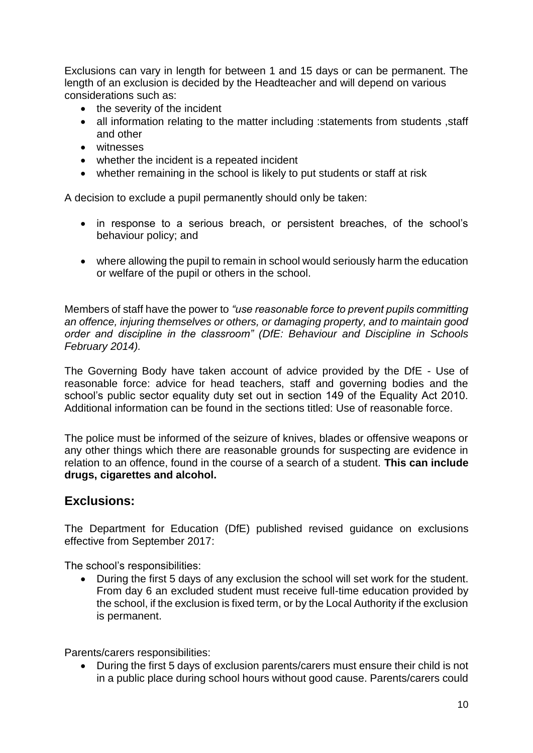Exclusions can vary in length for between 1 and 15 days or can be permanent. The length of an exclusion is decided by the Headteacher and will depend on various considerations such as:

- the severity of the incident
- all information relating to the matter including :statements from students ,staff and other
- witnesses
- whether the incident is a repeated incident
- whether remaining in the school is likely to put students or staff at risk

A decision to exclude a pupil permanently should only be taken:

- in response to a serious breach, or persistent breaches, of the school's behaviour policy; and
- where allowing the pupil to remain in school would seriously harm the education or welfare of the pupil or others in the school.

Members of staff have the power to *"use reasonable force to prevent pupils committing an offence, injuring themselves or others, or damaging property, and to maintain good order and discipline in the classroom" (DfE: Behaviour and Discipline in Schools February 2014).*

The Governing Body have taken account of advice provided by the DfE - Use of reasonable force: advice for head teachers, staff and governing bodies and the school's public sector equality duty set out in section 149 of the Equality Act 2010. Additional information can be found in the sections titled: Use of reasonable force.

The police must be informed of the seizure of knives, blades or offensive weapons or any other things which there are reasonable grounds for suspecting are evidence in relation to an offence, found in the course of a search of a student. **This can include drugs, cigarettes and alcohol.**

## Exclusions:

The Department for Education (DfE) published revised guidance on exclusions effective from September 2017:

The school's responsibilities:

- During the first 5 days of any exclusion the school will set work for the student. From day 6 an excluded student must receive full-time education provided by the school, if the exclusion is fixed term, or by the Local Authority if the exclusion is permanent.

Parents/carers responsibilities:

- During the first 5 days of exclusion parents/carers must ensure their child is not in a public place during school hours without good cause. Parents/carers could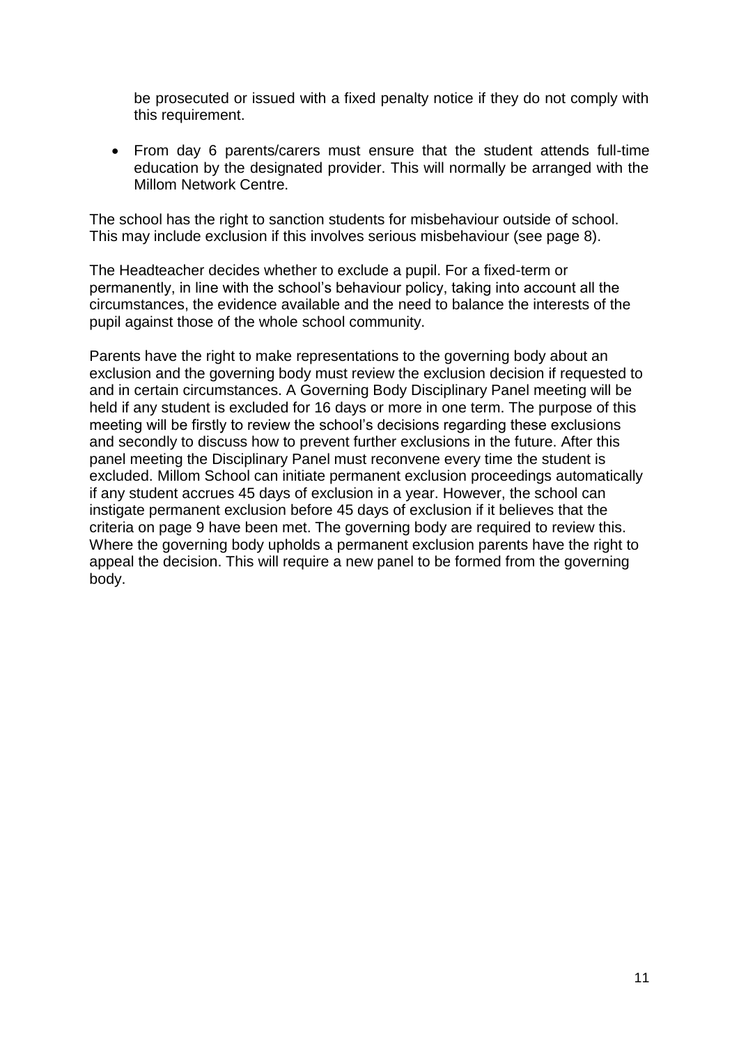be prosecuted or issued with a fixed penalty notice if they do not comply with this requirement.

- From day 6 parents/carers must ensure that the student attends full-time education by the designated provider. This will normally be arranged with the Millom Network Centre.

The school has the right to sanction students for misbehaviour outside of school. This may include exclusion if this involves serious misbehaviour (see page 8).

The Headteacher decides whether to exclude a pupil. For a fixed-term or permanently, in line with the school's behaviour policy, taking into account all the circumstances, the evidence available and the need to balance the interests of the pupil against those of the whole school community.

Parents have the right to make representations to the governing body about an exclusion and the governing body must review the exclusion decision if requested to and in certain circumstances. A Governing Body Disciplinary Panel meeting will be held if any student is excluded for 16 days or more in one term. The purpose of this meeting will be firstly to review the school's decisions regarding these exclusions and secondly to discuss how to prevent further exclusions in the future. After this panel meeting the Disciplinary Panel must reconvene every time the student is excluded. Millom School can initiate permanent exclusion proceedings automatically if any student accrues 45 days of exclusion in a year. However, the school can instigate permanent exclusion before 45 days of exclusion if it believes that the criteria on page 9 have been met. The governing body are required to review this. Where the governing body upholds a permanent exclusion parents have the right to appeal the decision. This will require a new panel to be formed from the governing body.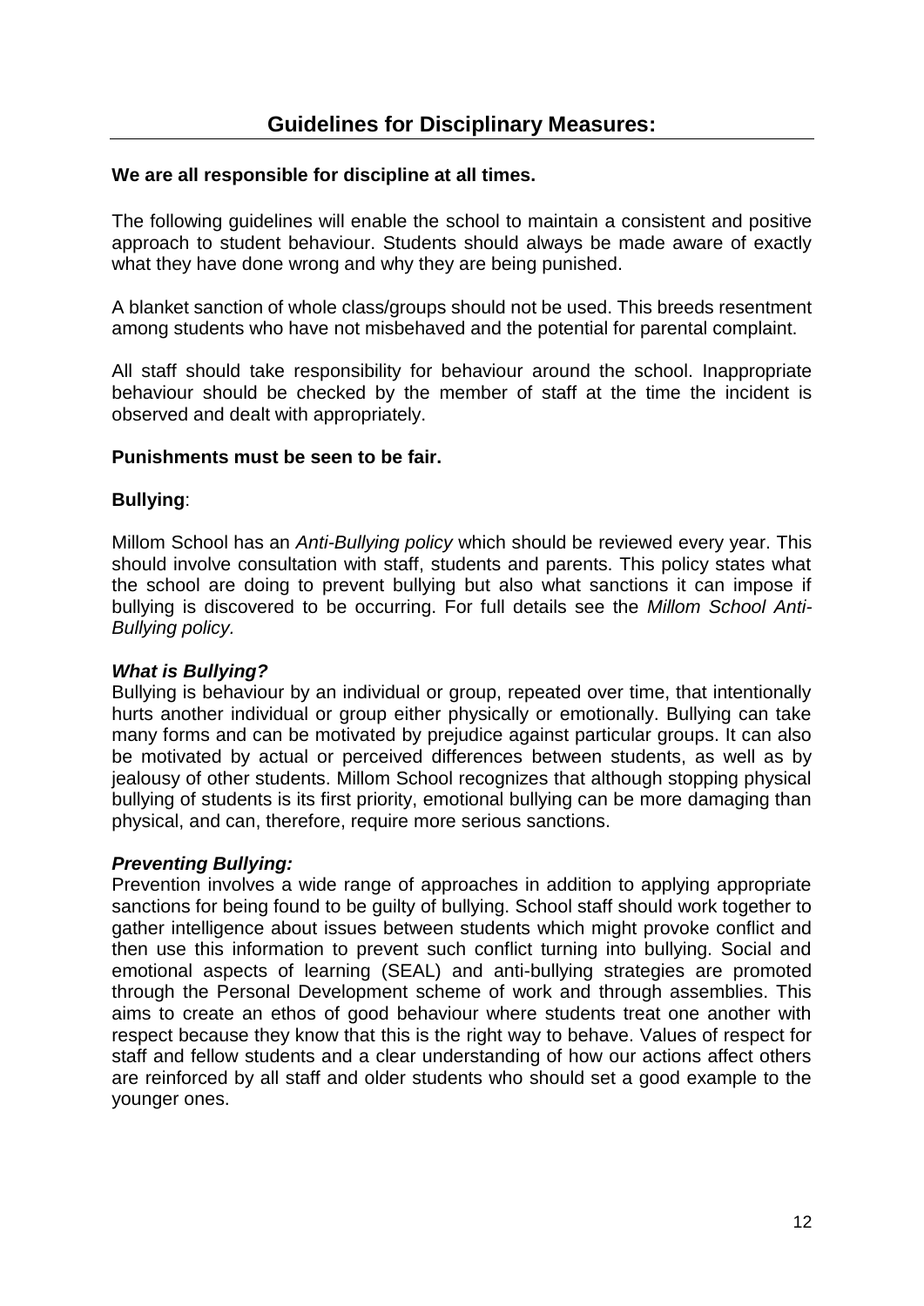## Guidelines for Disciplinary Measures:

**We are all responsible for discipline at all times.**

The following guidelines will enable the school to maintain a consistent and positive approach to student behaviour. Students should always be made aware of exactly what they have done wrong and why they are being punished.

A blanket sanction of whole class/groups should not be used. This breeds resentment among students who have not misbehaved and the potential for parental complaint.

All staff should take responsibility for behaviour around the school. Inappropriate behaviour should be checked by the member of staff at the time the incident is observed and dealt with appropriately.

**Punishments must be seen to be fair.**

**Bullying**:

Millom School has an *Anti-Bullying policy* which should be reviewed every year. This should involve consultation with staff, students and parents. This policy states what the school are doing to prevent bullying but also what sanctions it can impose if bullying is discovered to be occurring. For full details see the *Millom School Anti-Bullying policy.*

***What is Bullying?***
Bullying is behaviour by an individual or group, repeated over time, that intentionally hurts another individual or group either physically or emotionally. Bullying can take many forms and can be motivated by prejudice against particular groups. It can also be motivated by actual or perceived differences between students, as well as by jealousy of other students. Millom School recognizes that although stopping physical bullying of students is its first priority, emotional bullying can be more damaging than physical, and can, therefore, require more serious sanctions.

***Preventing Bullying:***
Prevention involves a wide range of approaches in addition to applying appropriate sanctions for being found to be guilty of bullying. School staff should work together to gather intelligence about issues between students which might provoke conflict and then use this information to prevent such conflict turning into bullying. Social and emotional aspects of learning (SEAL) and anti-bullying strategies are promoted through the Personal Development scheme of work and through assemblies. This aims to create an ethos of good behaviour where students treat one another with respect because they know that this is the right way to behave. Values of respect for staff and fellow students and a clear understanding of how our actions affect others are reinforced by all staff and older students who should set a good example to the younger ones.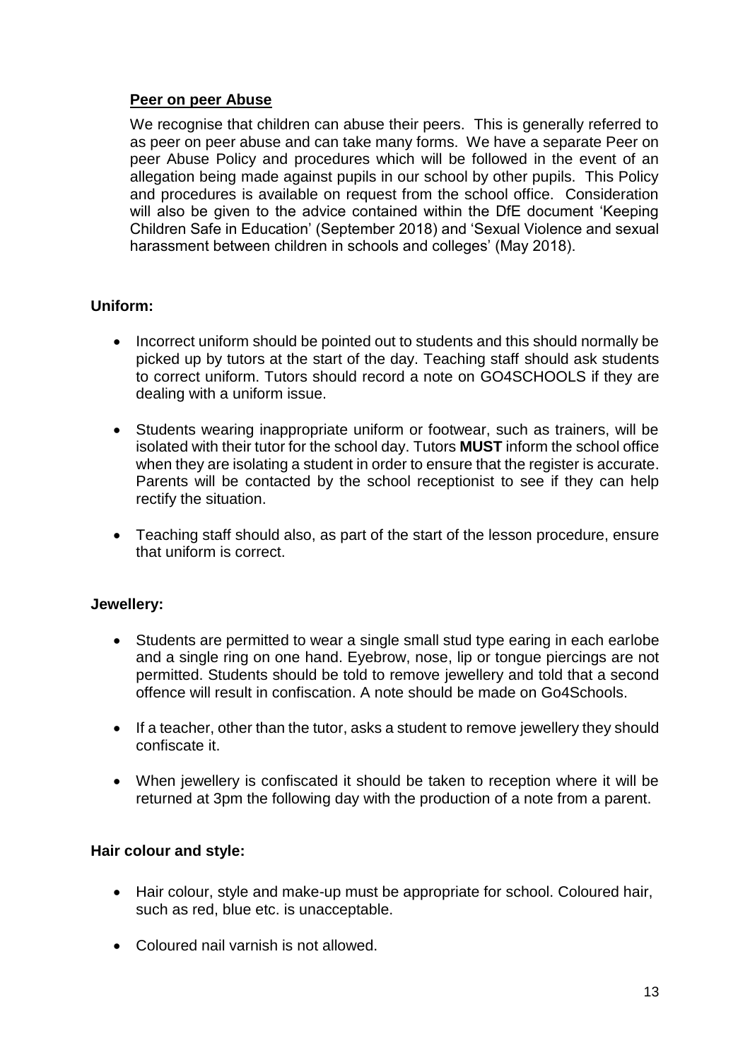**Peer on peer Abuse**

We recognise that children can abuse their peers. This is generally referred to as peer on peer abuse and can take many forms. We have a separate Peer on peer Abuse Policy and procedures which will be followed in the event of an allegation being made against pupils in our school by other pupils. This Policy and procedures is available on request from the school office. Consideration will also be given to the advice contained within the DfE document 'Keeping Children Safe in Education' (September 2018) and 'Sexual Violence and sexual harassment between children in schools and colleges' (May 2018).

**Uniform:**

- Incorrect uniform should be pointed out to students and this should normally be picked up by tutors at the start of the day. Teaching staff should ask students to correct uniform. Tutors should record a note on GO4SCHOOLS if they are dealing with a uniform issue.
- Students wearing inappropriate uniform or footwear, such as trainers, will be isolated with their tutor for the school day. Tutors **MUST** inform the school office when they are isolating a student in order to ensure that the register is accurate. Parents will be contacted by the school receptionist to see if they can help rectify the situation.
- Teaching staff should also, as part of the start of the lesson procedure, ensure that uniform is correct.

**Jewellery:**

- Students are permitted to wear a single small stud type earing in each earlobe and a single ring on one hand. Eyebrow, nose, lip or tongue piercings are not permitted. Students should be told to remove jewellery and told that a second offence will result in confiscation. A note should be made on Go4Schools.
- If a teacher, other than the tutor, asks a student to remove jewellery they should confiscate it.
- When jewellery is confiscated it should be taken to reception where it will be returned at 3pm the following day with the production of a note from a parent.

**Hair colour and style:**

- Hair colour, style and make-up must be appropriate for school. Coloured hair, such as red, blue etc. is unacceptable.
- Coloured nail varnish is not allowed.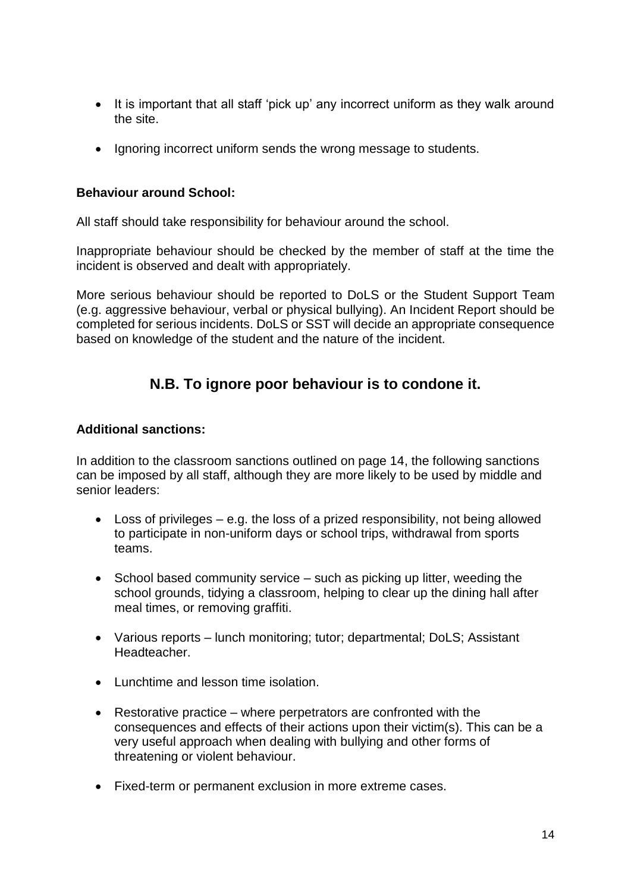- It is important that all staff 'pick up' any incorrect uniform as they walk around the site.

- Ignoring incorrect uniform sends the wrong message to students.

**Behaviour around School:**

All staff should take responsibility for behaviour around the school.

Inappropriate behaviour should be checked by the member of staff at the time the incident is observed and dealt with appropriately.

More serious behaviour should be reported to DoLS or the Student Support Team (e.g. aggressive behaviour, verbal or physical bullying). An Incident Report should be completed for serious incidents. DoLS or SST will decide an appropriate consequence based on knowledge of the student and the nature of the incident.

## N.B. To ignore poor behaviour is to condone it.

**Additional sanctions:**

In addition to the classroom sanctions outlined on page 14, the following sanctions can be imposed by all staff, although they are more likely to be used by middle and senior leaders:

- Loss of privileges – e.g. the loss of a prized responsibility, not being allowed to participate in non-uniform days or school trips, withdrawal from sports teams.

- School based community service – such as picking up litter, weeding the school grounds, tidying a classroom, helping to clear up the dining hall after meal times, or removing graffiti.

- Various reports – lunch monitoring; tutor; departmental; DoLS; Assistant Headteacher.

- Lunchtime and lesson time isolation.

- Restorative practice – where perpetrators are confronted with the consequences and effects of their actions upon their victim(s). This can be a very useful approach when dealing with bullying and other forms of threatening or violent behaviour.

- Fixed-term or permanent exclusion in more extreme cases.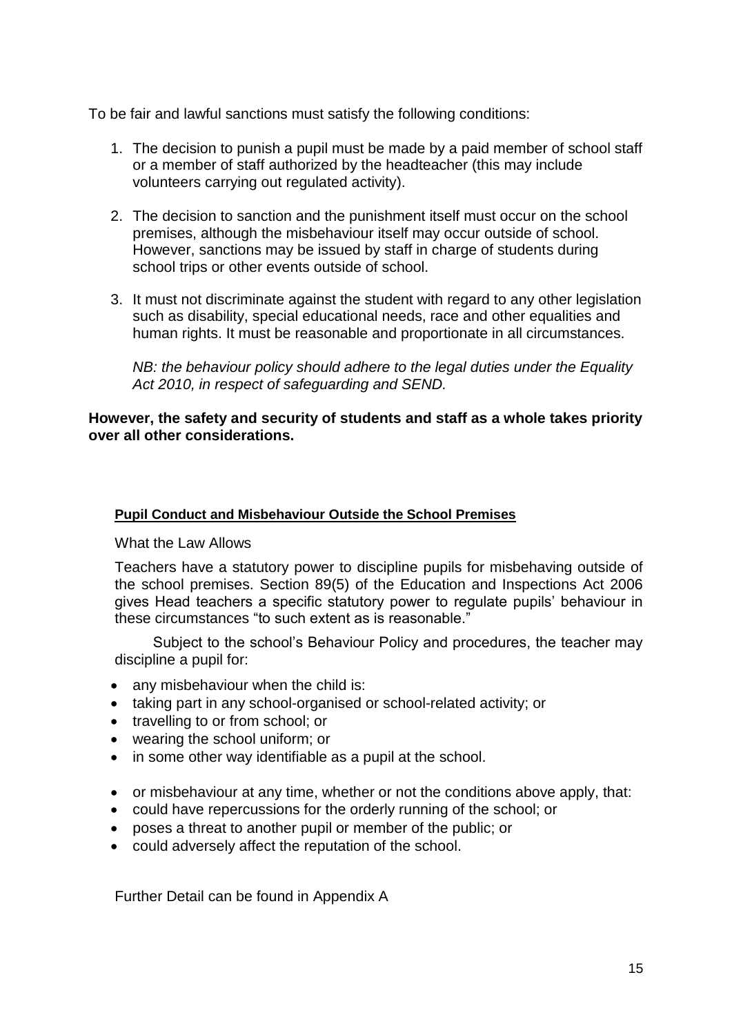To be fair and lawful sanctions must satisfy the following conditions:

1. The decision to punish a pupil must be made by a paid member of school staff or a member of staff authorized by the headteacher (this may include volunteers carrying out regulated activity).

2. The decision to sanction and the punishment itself must occur on the school premises, although the misbehaviour itself may occur outside of school. However, sanctions may be issued by staff in charge of students during school trips or other events outside of school.

3. It must not discriminate against the student with regard to any other legislation such as disability, special educational needs, race and other equalities and human rights. It must be reasonable and proportionate in all circumstances.

   *NB: the behaviour policy should adhere to the legal duties under the Equality Act 2010, in respect of safeguarding and SEND.*

**However, the safety and security of students and staff as a whole takes priority over all other considerations.**

**Pupil Conduct and Misbehaviour Outside the School Premises**

What the Law Allows

Teachers have a statutory power to discipline pupils for misbehaving outside of the school premises. Section 89(5) of the Education and Inspections Act 2006 gives Head teachers a specific statutory power to regulate pupils' behaviour in these circumstances "to such extent as is reasonable."

Subject to the school's Behaviour Policy and procedures, the teacher may discipline a pupil for:

- any misbehaviour when the child is:
- taking part in any school-organised or school-related activity; or
- travelling to or from school; or
- wearing the school uniform; or
- in some other way identifiable as a pupil at the school.

- or misbehaviour at any time, whether or not the conditions above apply, that:
- could have repercussions for the orderly running of the school; or
- poses a threat to another pupil or member of the public; or
- could adversely affect the reputation of the school.

Further Detail can be found in Appendix A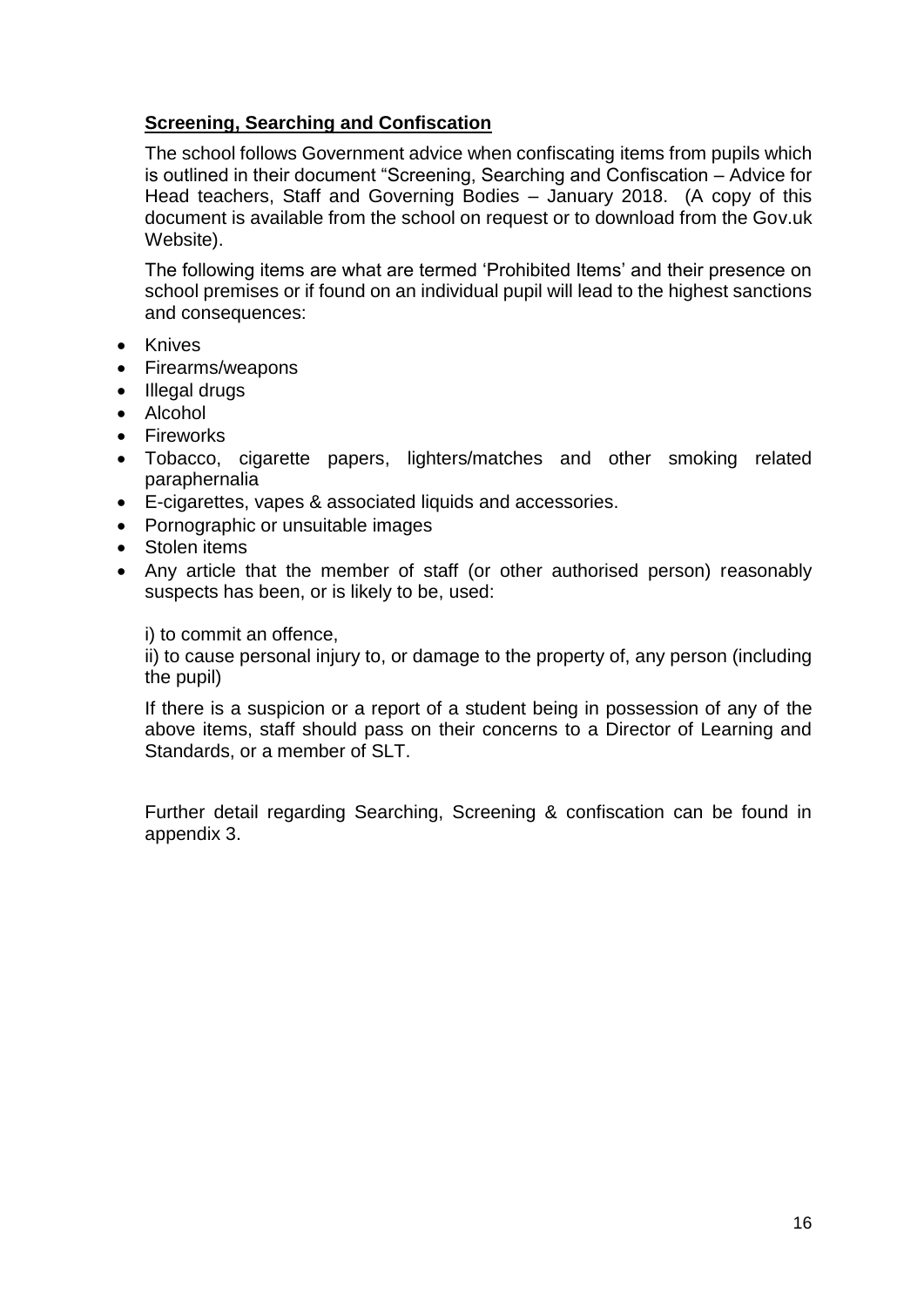## Screening, Searching and Confiscation

The school follows Government advice when confiscating items from pupils which is outlined in their document "Screening, Searching and Confiscation – Advice for Head teachers, Staff and Governing Bodies – January 2018. (A copy of this document is available from the school on request or to download from the Gov.uk Website).

The following items are what are termed 'Prohibited Items' and their presence on school premises or if found on an individual pupil will lead to the highest sanctions and consequences:

- Knives
- Firearms/weapons
- Illegal drugs
- Alcohol
- Fireworks
- Tobacco, cigarette papers, lighters/matches and other smoking related paraphernalia
- E-cigarettes, vapes & associated liquids and accessories.
- Pornographic or unsuitable images
- Stolen items
- Any article that the member of staff (or other authorised person) reasonably suspects has been, or is likely to be, used:

  i) to commit an offence,

  ii) to cause personal injury to, or damage to the property of, any person (including the pupil)

If there is a suspicion or a report of a student being in possession of any of the above items, staff should pass on their concerns to a Director of Learning and Standards, or a member of SLT.

Further detail regarding Searching, Screening & confiscation can be found in appendix 3.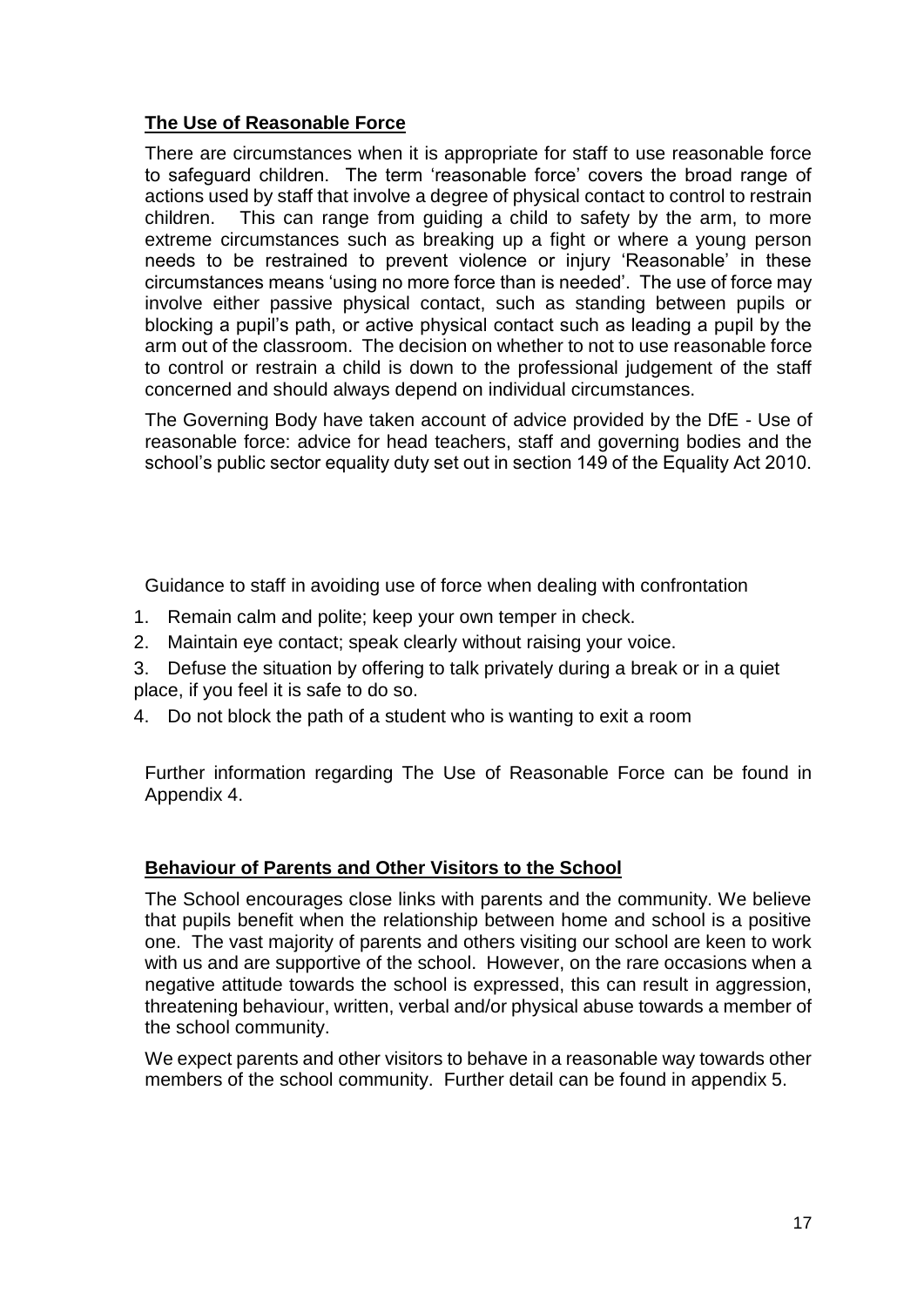## **The Use of Reasonable Force**

There are circumstances when it is appropriate for staff to use reasonable force to safeguard children. The term 'reasonable force' covers the broad range of actions used by staff that involve a degree of physical contact to control to restrain children. This can range from guiding a child to safety by the arm, to more extreme circumstances such as breaking up a fight or where a young person needs to be restrained to prevent violence or injury 'Reasonable' in these circumstances means 'using no more force than is needed'. The use of force may involve either passive physical contact, such as standing between pupils or blocking a pupil's path, or active physical contact such as leading a pupil by the arm out of the classroom. The decision on whether to not to use reasonable force to control or restrain a child is down to the professional judgement of the staff concerned and should always depend on individual circumstances.

The Governing Body have taken account of advice provided by the DfE - Use of reasonable force: advice for head teachers, staff and governing bodies and the school's public sector equality duty set out in section 149 of the Equality Act 2010.

Guidance to staff in avoiding use of force when dealing with confrontation

1. Remain calm and polite; keep your own temper in check.
2. Maintain eye contact; speak clearly without raising your voice.
3. Defuse the situation by offering to talk privately during a break or in a quiet place, if you feel it is safe to do so.
4. Do not block the path of a student who is wanting to exit a room

Further information regarding The Use of Reasonable Force can be found in Appendix 4.

## **Behaviour of Parents and Other Visitors to the School**

The School encourages close links with parents and the community. We believe that pupils benefit when the relationship between home and school is a positive one. The vast majority of parents and others visiting our school are keen to work with us and are supportive of the school. However, on the rare occasions when a negative attitude towards the school is expressed, this can result in aggression, threatening behaviour, written, verbal and/or physical abuse towards a member of the school community.

We expect parents and other visitors to behave in a reasonable way towards other members of the school community. Further detail can be found in appendix 5.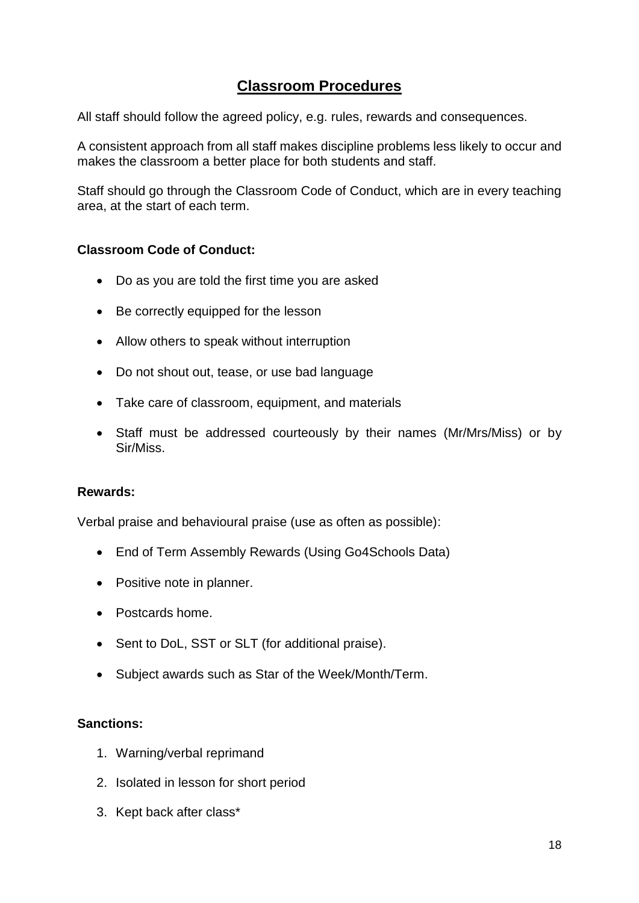# Classroom Procedures

All staff should follow the agreed policy, e.g. rules, rewards and consequences.

A consistent approach from all staff makes discipline problems less likely to occur and makes the classroom a better place for both students and staff.

Staff should go through the Classroom Code of Conduct, which are in every teaching area, at the start of each term.

**Classroom Code of Conduct:**

- Do as you are told the first time you are asked
- Be correctly equipped for the lesson
- Allow others to speak without interruption
- Do not shout out, tease, or use bad language
- Take care of classroom, equipment, and materials
- Staff must be addressed courteously by their names (Mr/Mrs/Miss) or by Sir/Miss.

**Rewards:**

Verbal praise and behavioural praise (use as often as possible):

- End of Term Assembly Rewards (Using Go4Schools Data)
- Positive note in planner.
- Postcards home.
- Sent to DoL, SST or SLT (for additional praise).
- Subject awards such as Star of the Week/Month/Term.

**Sanctions:**

1. Warning/verbal reprimand
2. Isolated in lesson for short period
3. Kept back after class*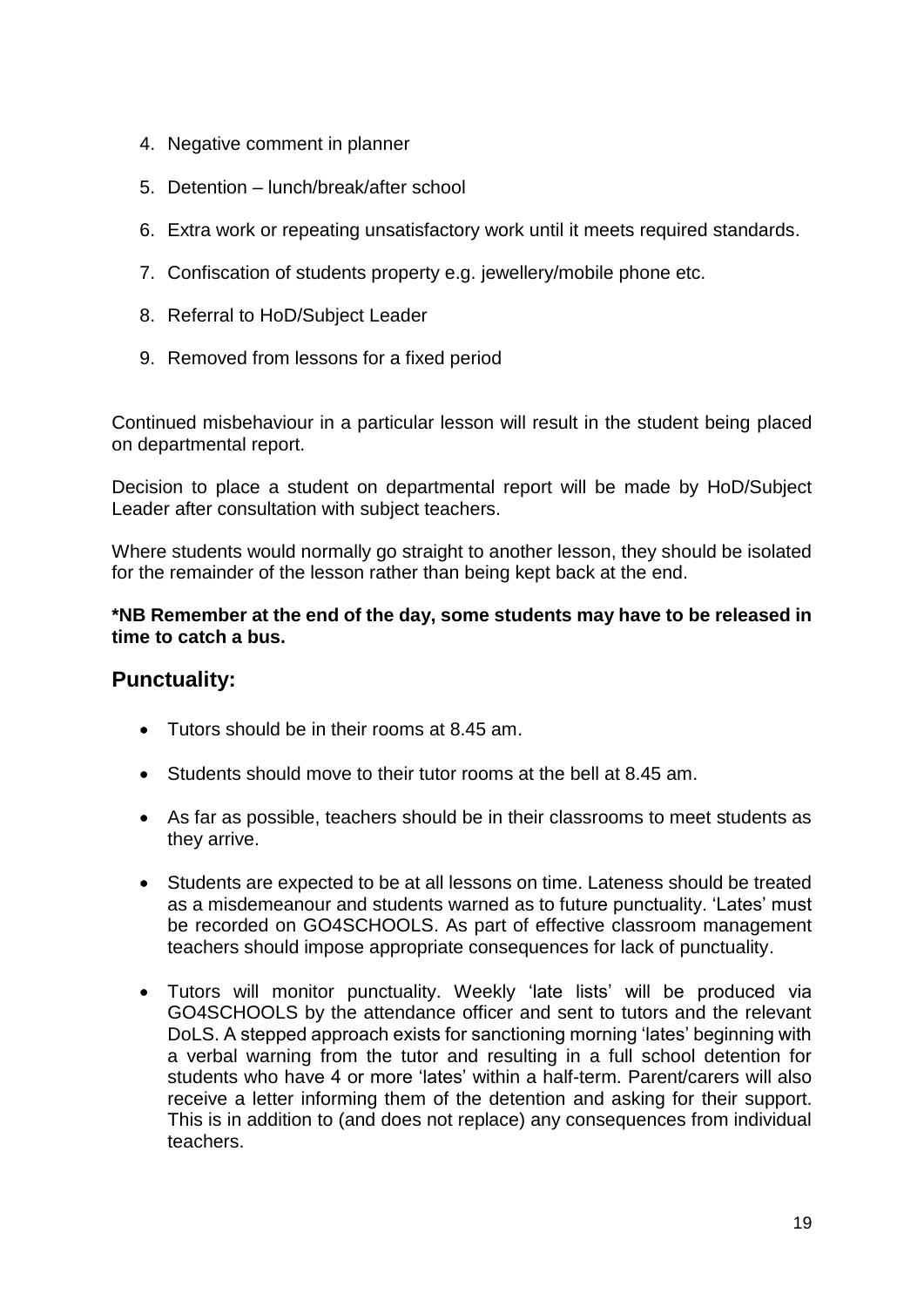4. Negative comment in planner
5. Detention – lunch/break/after school
6. Extra work or repeating unsatisfactory work until it meets required standards.
7. Confiscation of students property e.g. jewellery/mobile phone etc.
8. Referral to HoD/Subject Leader
9. Removed from lessons for a fixed period

Continued misbehaviour in a particular lesson will result in the student being placed on departmental report.

Decision to place a student on departmental report will be made by HoD/Subject Leader after consultation with subject teachers.

Where students would normally go straight to another lesson, they should be isolated for the remainder of the lesson rather than being kept back at the end.

**\*NB Remember at the end of the day, some students may have to be released in time to catch a bus.**

## Punctuality:

- Tutors should be in their rooms at 8.45 am.
- Students should move to their tutor rooms at the bell at 8.45 am.
- As far as possible, teachers should be in their classrooms to meet students as they arrive.
- Students are expected to be at all lessons on time. Lateness should be treated as a misdemeanour and students warned as to future punctuality. 'Lates' must be recorded on GO4SCHOOLS. As part of effective classroom management teachers should impose appropriate consequences for lack of punctuality.
- Tutors will monitor punctuality. Weekly 'late lists' will be produced via GO4SCHOOLS by the attendance officer and sent to tutors and the relevant DoLS. A stepped approach exists for sanctioning morning 'lates' beginning with a verbal warning from the tutor and resulting in a full school detention for students who have 4 or more 'lates' within a half-term. Parent/carers will also receive a letter informing them of the detention and asking for their support. This is in addition to (and does not replace) any consequences from individual teachers.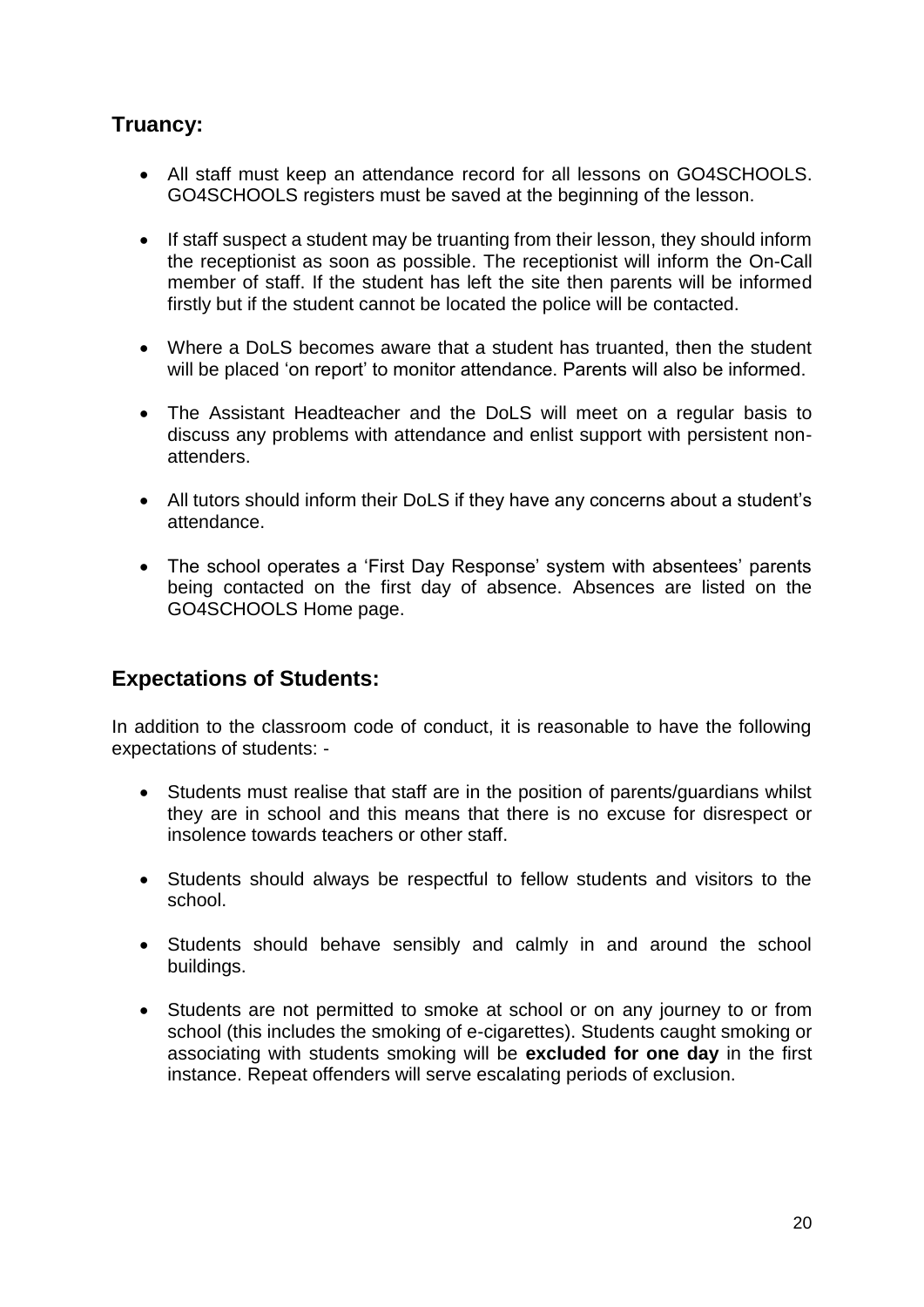## Truancy:

- All staff must keep an attendance record for all lessons on GO4SCHOOLS. GO4SCHOOLS registers must be saved at the beginning of the lesson.

- If staff suspect a student may be truanting from their lesson, they should inform the receptionist as soon as possible. The receptionist will inform the On-Call member of staff. If the student has left the site then parents will be informed firstly but if the student cannot be located the police will be contacted.

- Where a DoLS becomes aware that a student has truanted, then the student will be placed 'on report' to monitor attendance. Parents will also be informed.

- The Assistant Headteacher and the DoLS will meet on a regular basis to discuss any problems with attendance and enlist support with persistent non-attenders.

- All tutors should inform their DoLS if they have any concerns about a student's attendance.

- The school operates a 'First Day Response' system with absentees' parents being contacted on the first day of absence. Absences are listed on the GO4SCHOOLS Home page.

## Expectations of Students:

In addition to the classroom code of conduct, it is reasonable to have the following expectations of students: -

- Students must realise that staff are in the position of parents/guardians whilst they are in school and this means that there is no excuse for disrespect or insolence towards teachers or other staff.

- Students should always be respectful to fellow students and visitors to the school.

- Students should behave sensibly and calmly in and around the school buildings.

- Students are not permitted to smoke at school or on any journey to or from school (this includes the smoking of e-cigarettes). Students caught smoking or associating with students smoking will be **excluded for one day** in the first instance. Repeat offenders will serve escalating periods of exclusion.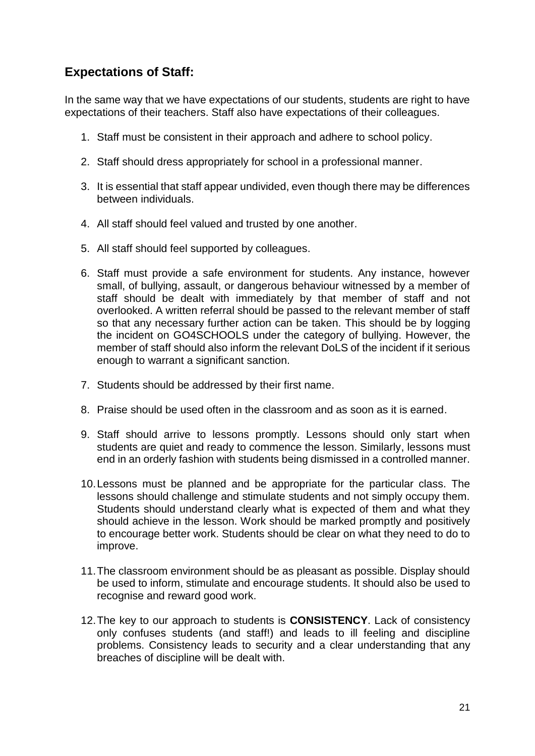## Expectations of Staff:

In the same way that we have expectations of our students, students are right to have expectations of their teachers. Staff also have expectations of their colleagues.

1. Staff must be consistent in their approach and adhere to school policy.
2. Staff should dress appropriately for school in a professional manner.
3. It is essential that staff appear undivided, even though there may be differences between individuals.
4. All staff should feel valued and trusted by one another.
5. All staff should feel supported by colleagues.
6. Staff must provide a safe environment for students. Any instance, however small, of bullying, assault, or dangerous behaviour witnessed by a member of staff should be dealt with immediately by that member of staff and not overlooked. A written referral should be passed to the relevant member of staff so that any necessary further action can be taken. This should be by logging the incident on GO4SCHOOLS under the category of bullying. However, the member of staff should also inform the relevant DoLS of the incident if it serious enough to warrant a significant sanction.
7. Students should be addressed by their first name.
8. Praise should be used often in the classroom and as soon as it is earned.
9. Staff should arrive to lessons promptly. Lessons should only start when students are quiet and ready to commence the lesson. Similarly, lessons must end in an orderly fashion with students being dismissed in a controlled manner.
10. Lessons must be planned and be appropriate for the particular class. The lessons should challenge and stimulate students and not simply occupy them. Students should understand clearly what is expected of them and what they should achieve in the lesson. Work should be marked promptly and positively to encourage better work. Students should be clear on what they need to do to improve.
11. The classroom environment should be as pleasant as possible. Display should be used to inform, stimulate and encourage students. It should also be used to recognise and reward good work.
12. The key to our approach to students is **CONSISTENCY**. Lack of consistency only confuses students (and staff!) and leads to ill feeling and discipline problems. Consistency leads to security and a clear understanding that any breaches of discipline will be dealt with.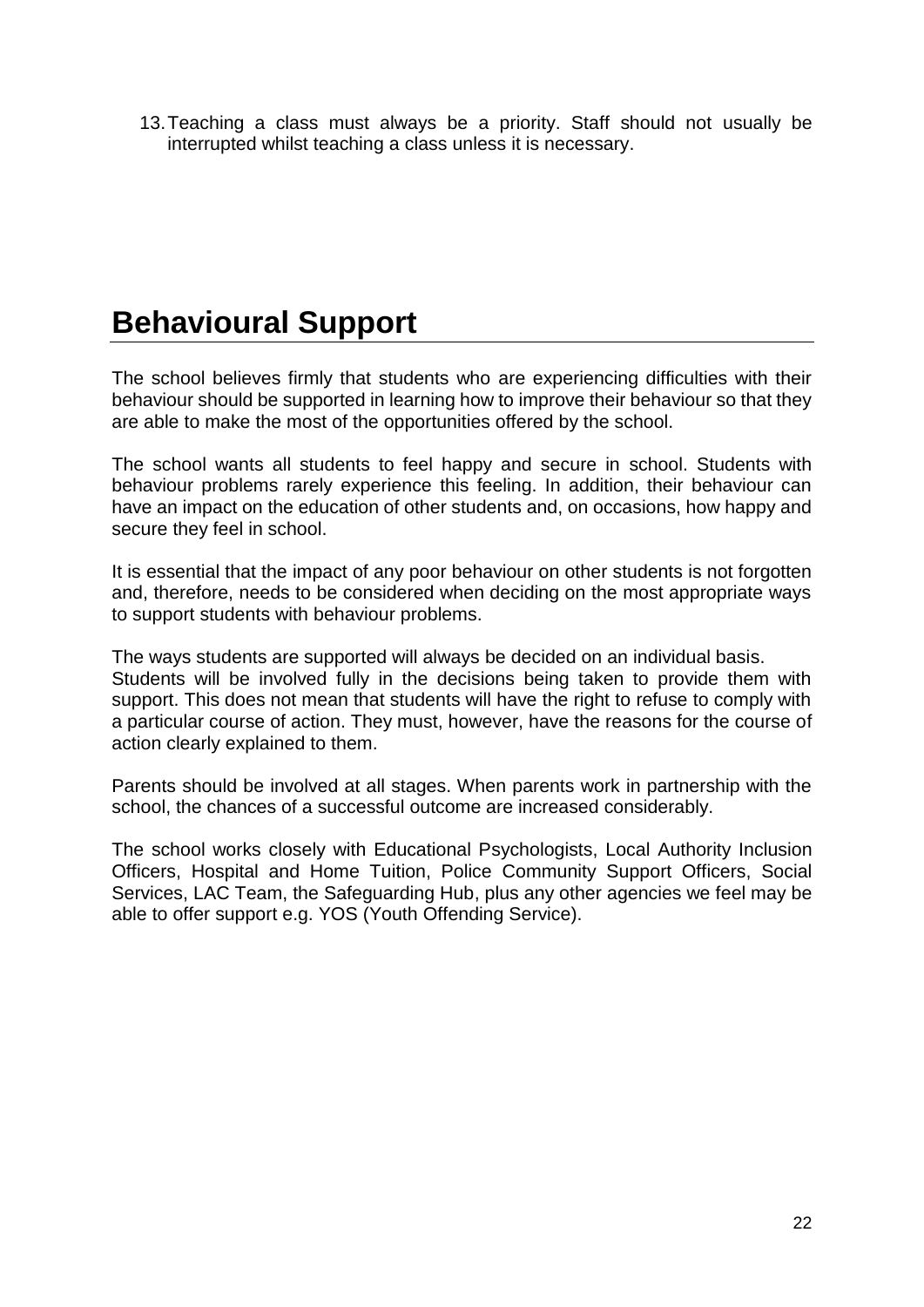13. Teaching a class must always be a priority. Staff should not usually be interrupted whilst teaching a class unless it is necessary.

# Behavioural Support

The school believes firmly that students who are experiencing difficulties with their behaviour should be supported in learning how to improve their behaviour so that they are able to make the most of the opportunities offered by the school.

The school wants all students to feel happy and secure in school. Students with behaviour problems rarely experience this feeling. In addition, their behaviour can have an impact on the education of other students and, on occasions, how happy and secure they feel in school.

It is essential that the impact of any poor behaviour on other students is not forgotten and, therefore, needs to be considered when deciding on the most appropriate ways to support students with behaviour problems.

The ways students are supported will always be decided on an individual basis.
Students will be involved fully in the decisions being taken to provide them with support. This does not mean that students will have the right to refuse to comply with a particular course of action. They must, however, have the reasons for the course of action clearly explained to them.

Parents should be involved at all stages. When parents work in partnership with the school, the chances of a successful outcome are increased considerably.

The school works closely with Educational Psychologists, Local Authority Inclusion Officers, Hospital and Home Tuition, Police Community Support Officers, Social Services, LAC Team, the Safeguarding Hub, plus any other agencies we feel may be able to offer support e.g. YOS (Youth Offending Service).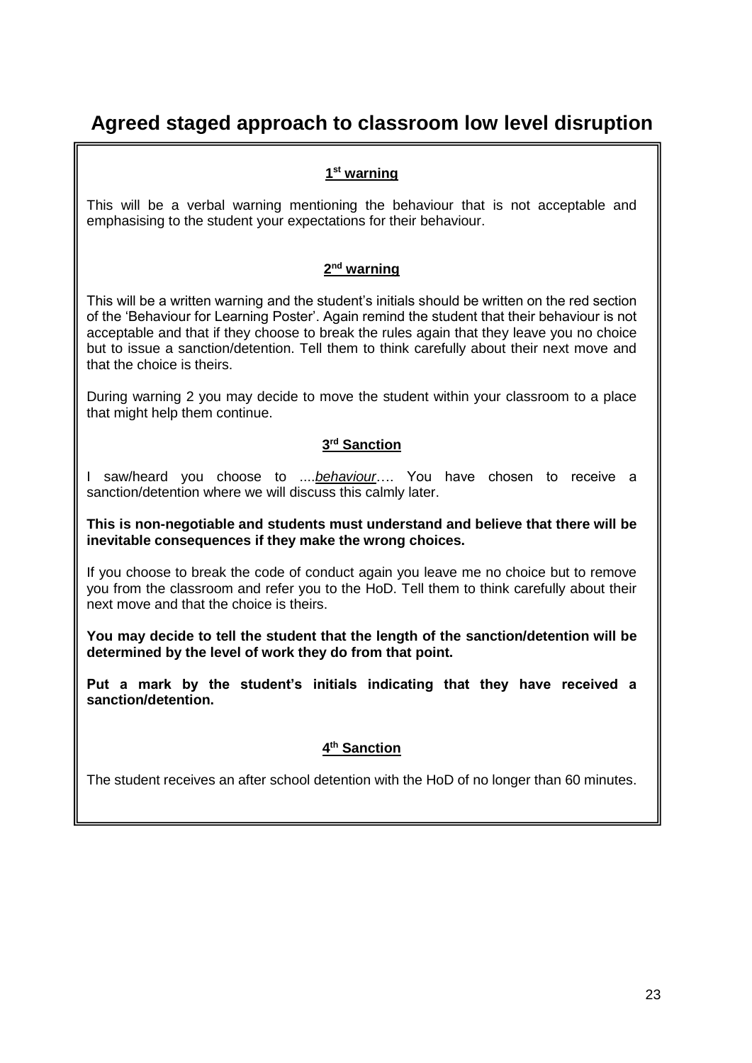# Agreed staged approach to classroom low level disruption

**1st warning**

This will be a verbal warning mentioning the behaviour that is not acceptable and emphasising to the student your expectations for their behaviour.

**2nd warning**

This will be a written warning and the student's initials should be written on the red section of the 'Behaviour for Learning Poster'. Again remind the student that their behaviour is not acceptable and that if they choose to break the rules again that they leave you no choice but to issue a sanction/detention. Tell them to think carefully about their next move and that the choice is theirs.

During warning 2 you may decide to move the student within your classroom to a place that might help them continue.

**3rd Sanction**

I saw/heard you choose to ....*behaviour*…. You have chosen to receive a sanction/detention where we will discuss this calmly later.

**This is non-negotiable and students must understand and believe that there will be inevitable consequences if they make the wrong choices.**

If you choose to break the code of conduct again you leave me no choice but to remove you from the classroom and refer you to the HoD. Tell them to think carefully about their next move and that the choice is theirs.

**You may decide to tell the student that the length of the sanction/detention will be determined by the level of work they do from that point.**

**Put a mark by the student's initials indicating that they have received a sanction/detention.**

**4th Sanction**

The student receives an after school detention with the HoD of no longer than 60 minutes.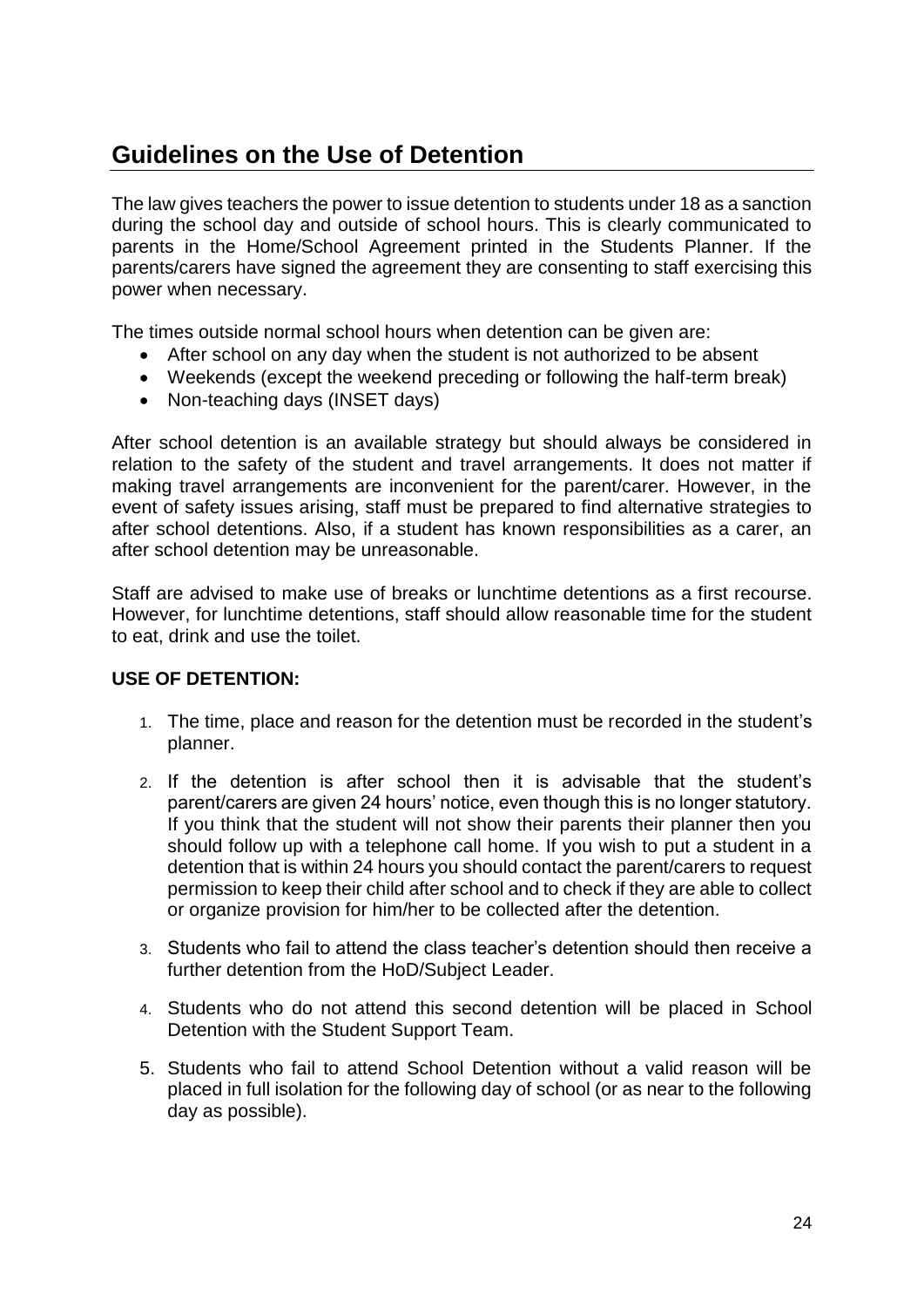## Guidelines on the Use of Detention

The law gives teachers the power to issue detention to students under 18 as a sanction during the school day and outside of school hours. This is clearly communicated to parents in the Home/School Agreement printed in the Students Planner. If the parents/carers have signed the agreement they are consenting to staff exercising this power when necessary.

The times outside normal school hours when detention can be given are:

- After school on any day when the student is not authorized to be absent
- Weekends (except the weekend preceding or following the half-term break)
- Non-teaching days (INSET days)

After school detention is an available strategy but should always be considered in relation to the safety of the student and travel arrangements. It does not matter if making travel arrangements are inconvenient for the parent/carer. However, in the event of safety issues arising, staff must be prepared to find alternative strategies to after school detentions. Also, if a student has known responsibilities as a carer, an after school detention may be unreasonable.

Staff are advised to make use of breaks or lunchtime detentions as a first recourse. However, for lunchtime detentions, staff should allow reasonable time for the student to eat, drink and use the toilet.

**USE OF DETENTION:**

1. The time, place and reason for the detention must be recorded in the student's planner.
2. If the detention is after school then it is advisable that the student's parent/carers are given 24 hours' notice, even though this is no longer statutory. If you think that the student will not show their parents their planner then you should follow up with a telephone call home. If you wish to put a student in a detention that is within 24 hours you should contact the parent/carers to request permission to keep their child after school and to check if they are able to collect or organize provision for him/her to be collected after the detention.
3. Students who fail to attend the class teacher's detention should then receive a further detention from the HoD/Subject Leader.
4. Students who do not attend this second detention will be placed in School Detention with the Student Support Team.
5. Students who fail to attend School Detention without a valid reason will be placed in full isolation for the following day of school (or as near to the following day as possible).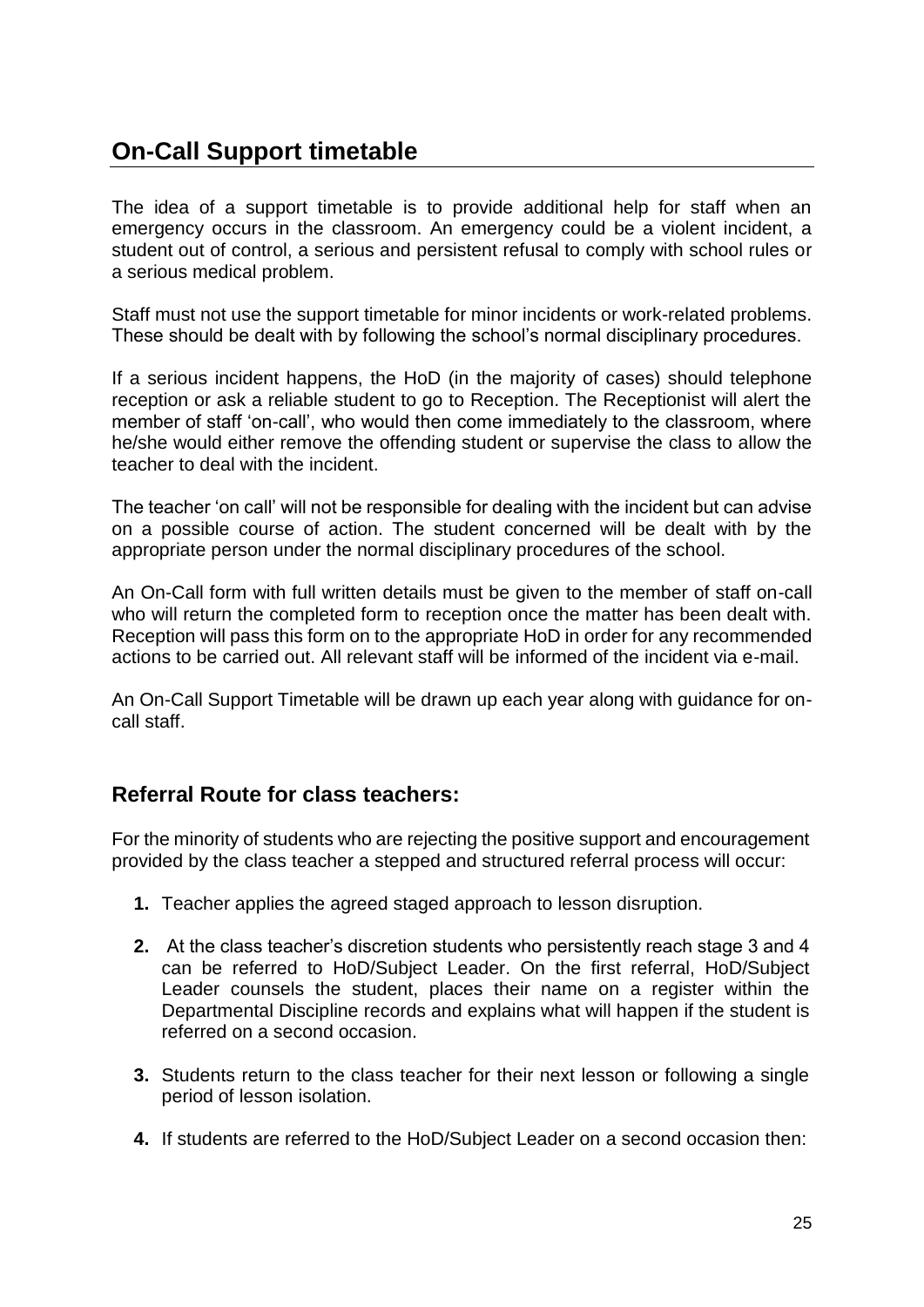## On-Call Support timetable

The idea of a support timetable is to provide additional help for staff when an emergency occurs in the classroom. An emergency could be a violent incident, a student out of control, a serious and persistent refusal to comply with school rules or a serious medical problem.

Staff must not use the support timetable for minor incidents or work-related problems. These should be dealt with by following the school's normal disciplinary procedures.

If a serious incident happens, the HoD (in the majority of cases) should telephone reception or ask a reliable student to go to Reception. The Receptionist will alert the member of staff 'on-call', who would then come immediately to the classroom, where he/she would either remove the offending student or supervise the class to allow the teacher to deal with the incident.

The teacher 'on call' will not be responsible for dealing with the incident but can advise on a possible course of action. The student concerned will be dealt with by the appropriate person under the normal disciplinary procedures of the school.

An On-Call form with full written details must be given to the member of staff on-call who will return the completed form to reception once the matter has been dealt with. Reception will pass this form on to the appropriate HoD in order for any recommended actions to be carried out. All relevant staff will be informed of the incident via e-mail.

An On-Call Support Timetable will be drawn up each year along with guidance for on-call staff.

### Referral Route for class teachers:

For the minority of students who are rejecting the positive support and encouragement provided by the class teacher a stepped and structured referral process will occur:

1. Teacher applies the agreed staged approach to lesson disruption.
2. At the class teacher's discretion students who persistently reach stage 3 and 4 can be referred to HoD/Subject Leader. On the first referral, HoD/Subject Leader counsels the student, places their name on a register within the Departmental Discipline records and explains what will happen if the student is referred on a second occasion.
3. Students return to the class teacher for their next lesson or following a single period of lesson isolation.
4. If students are referred to the HoD/Subject Leader on a second occasion then: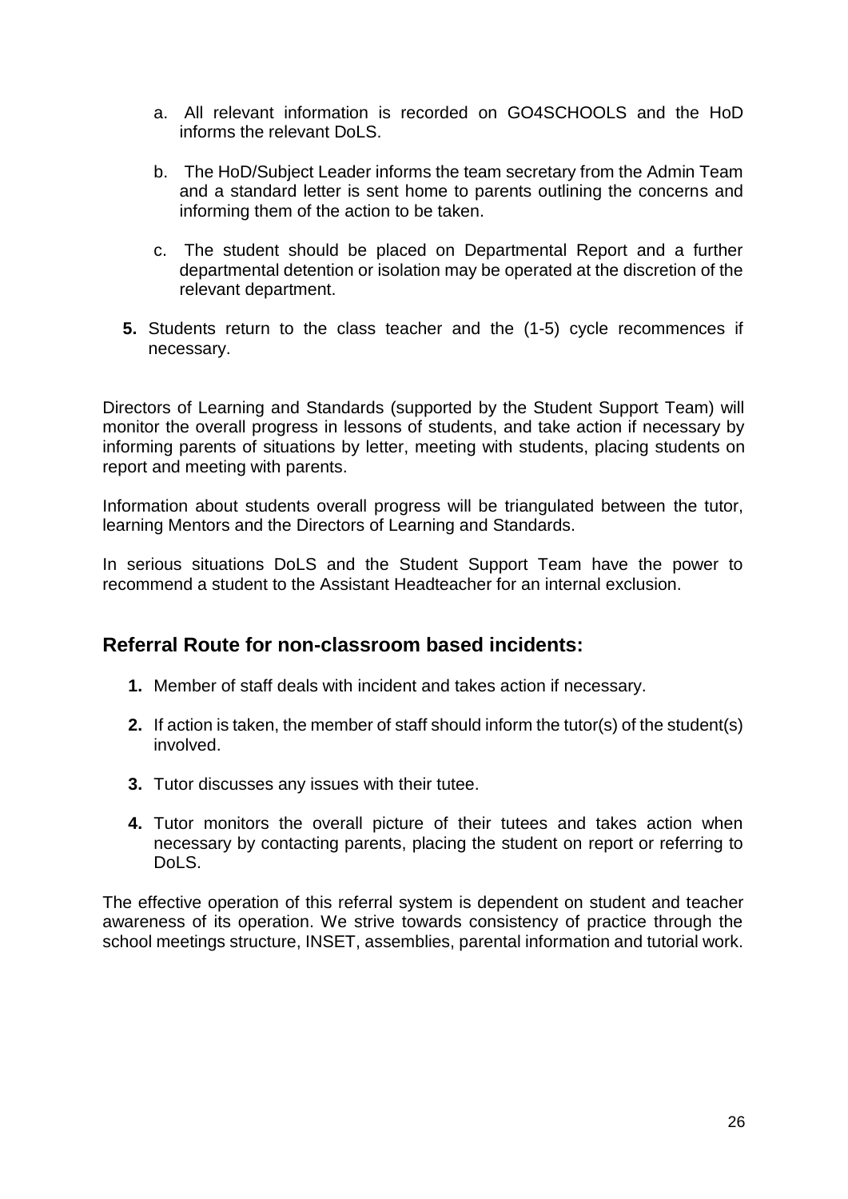a. All relevant information is recorded on GO4SCHOOLS and the HoD informs the relevant DoLS.

b. The HoD/Subject Leader informs the team secretary from the Admin Team and a standard letter is sent home to parents outlining the concerns and informing them of the action to be taken.

c. The student should be placed on Departmental Report and a further departmental detention or isolation may be operated at the discretion of the relevant department.

**5.** Students return to the class teacher and the (1-5) cycle recommences if necessary.

Directors of Learning and Standards (supported by the Student Support Team) will monitor the overall progress in lessons of students, and take action if necessary by informing parents of situations by letter, meeting with students, placing students on report and meeting with parents.

Information about students overall progress will be triangulated between the tutor, learning Mentors and the Directors of Learning and Standards.

In serious situations DoLS and the Student Support Team have the power to recommend a student to the Assistant Headteacher for an internal exclusion.

## Referral Route for non-classroom based incidents:

**1.** Member of staff deals with incident and takes action if necessary.

**2.** If action is taken, the member of staff should inform the tutor(s) of the student(s) involved.

**3.** Tutor discusses any issues with their tutee.

**4.** Tutor monitors the overall picture of their tutees and takes action when necessary by contacting parents, placing the student on report or referring to DoLS.

The effective operation of this referral system is dependent on student and teacher awareness of its operation. We strive towards consistency of practice through the school meetings structure, INSET, assemblies, parental information and tutorial work.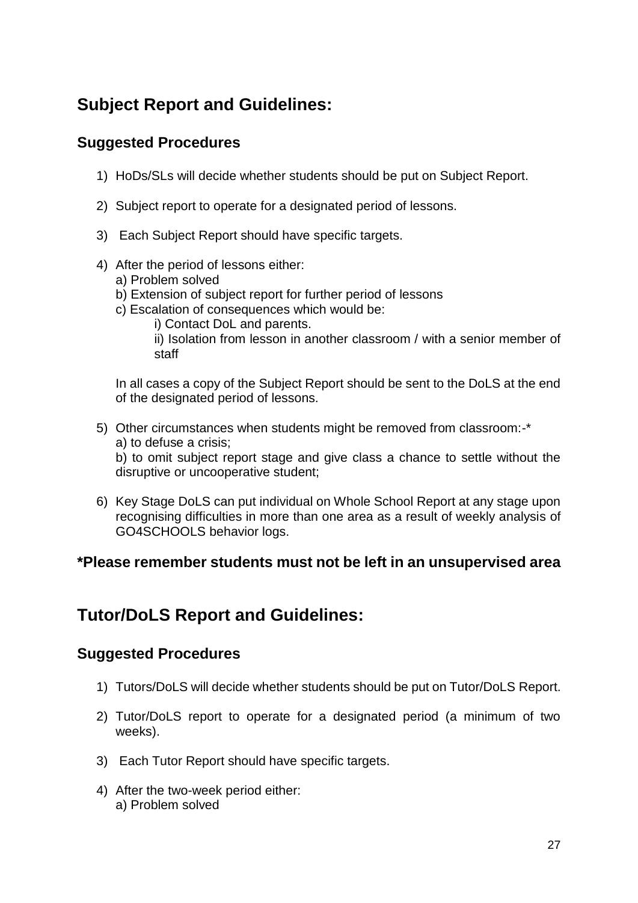## Subject Report and Guidelines:

### Suggested Procedures

1) HoDs/SLs will decide whether students should be put on Subject Report.

2) Subject report to operate for a designated period of lessons.

3) Each Subject Report should have specific targets.

4) After the period of lessons either:
   a) Problem solved
   b) Extension of subject report for further period of lessons
   c) Escalation of consequences which would be:
      i) Contact DoL and parents.
      ii) Isolation from lesson in another classroom / with a senior member of staff

   In all cases a copy of the Subject Report should be sent to the DoLS at the end of the designated period of lessons.

5) Other circumstances when students might be removed from classroom:-*
   a) to defuse a crisis;
   b) to omit subject report stage and give class a chance to settle without the disruptive or uncooperative student;

6) Key Stage DoLS can put individual on Whole School Report at any stage upon recognising difficulties in more than one area as a result of weekly analysis of GO4SCHOOLS behavior logs.

**\*Please remember students must not be left in an unsupervised area**

## Tutor/DoLS Report and Guidelines:

### Suggested Procedures

1) Tutors/DoLS will decide whether students should be put on Tutor/DoLS Report.

2) Tutor/DoLS report to operate for a designated period (a minimum of two weeks).

3) Each Tutor Report should have specific targets.

4) After the two-week period either:
   a) Problem solved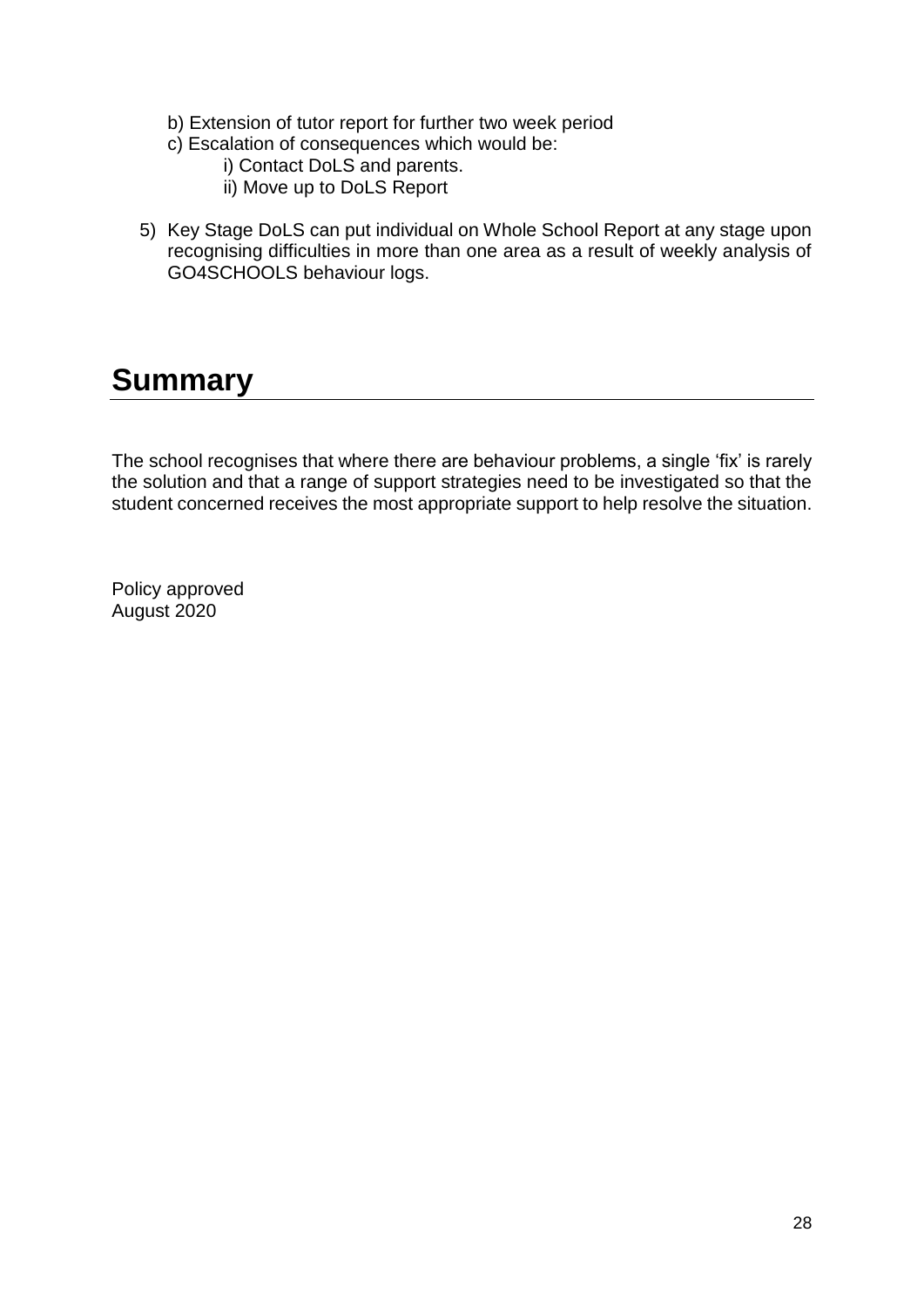b) Extension of tutor report for further two week period
   c) Escalation of consequences which would be:
      i) Contact DoLS and parents.
      ii) Move up to DoLS Report

5) Key Stage DoLS can put individual on Whole School Report at any stage upon recognising difficulties in more than one area as a result of weekly analysis of GO4SCHOOLS behaviour logs.

# Summary

The school recognises that where there are behaviour problems, a single 'fix' is rarely the solution and that a range of support strategies need to be investigated so that the student concerned receives the most appropriate support to help resolve the situation.

Policy approved
August 2020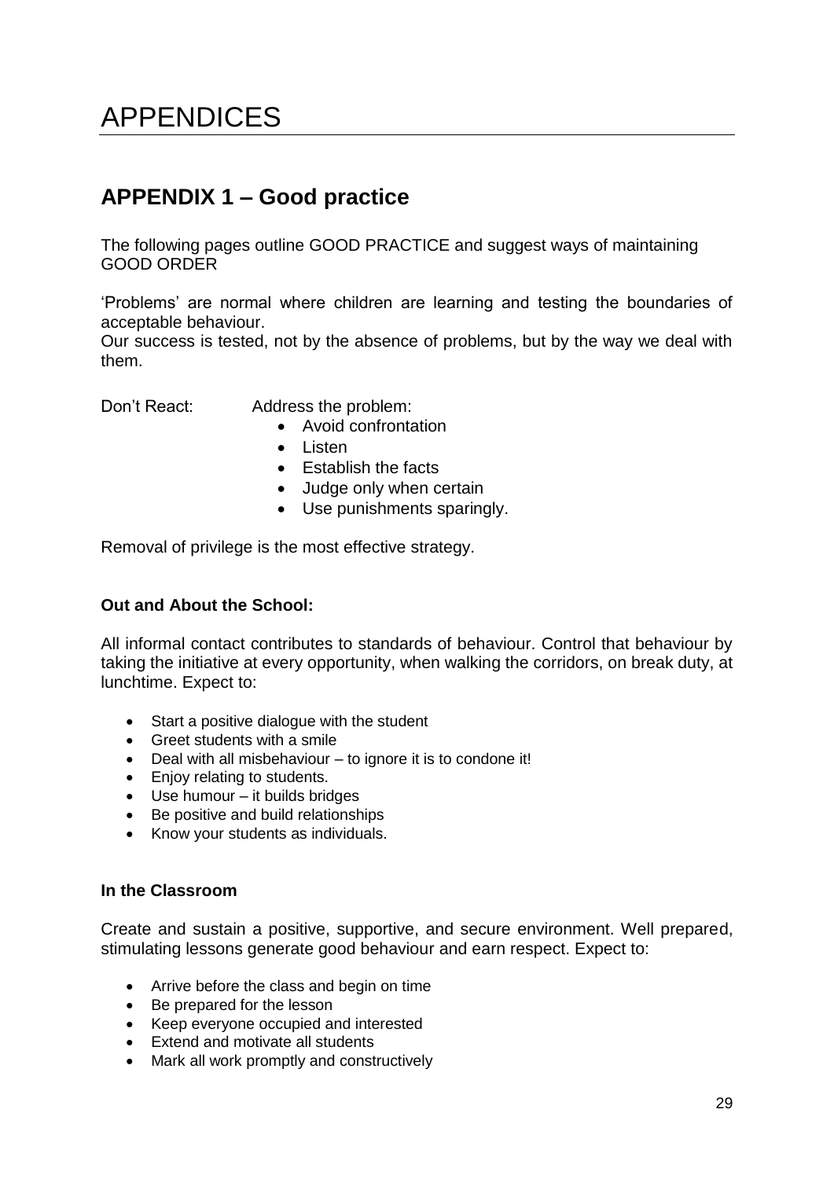# APPENDICES

## APPENDIX 1 – Good practice

The following pages outline GOOD PRACTICE and suggest ways of maintaining GOOD ORDER

'Problems' are normal where children are learning and testing the boundaries of acceptable behaviour.
Our success is tested, not by the absence of problems, but by the way we deal with them.

Don't React: Address the problem:

- Avoid confrontation
- Listen
- Establish the facts
- Judge only when certain
- Use punishments sparingly.

Removal of privilege is the most effective strategy.

**Out and About the School:**

All informal contact contributes to standards of behaviour. Control that behaviour by taking the initiative at every opportunity, when walking the corridors, on break duty, at lunchtime. Expect to:

- Start a positive dialogue with the student
- Greet students with a smile
- Deal with all misbehaviour – to ignore it is to condone it!
- Enjoy relating to students.
- Use humour – it builds bridges
- Be positive and build relationships
- Know your students as individuals.

**In the Classroom**

Create and sustain a positive, supportive, and secure environment. Well prepared, stimulating lessons generate good behaviour and earn respect. Expect to:

- Arrive before the class and begin on time
- Be prepared for the lesson
- Keep everyone occupied and interested
- Extend and motivate all students
- Mark all work promptly and constructively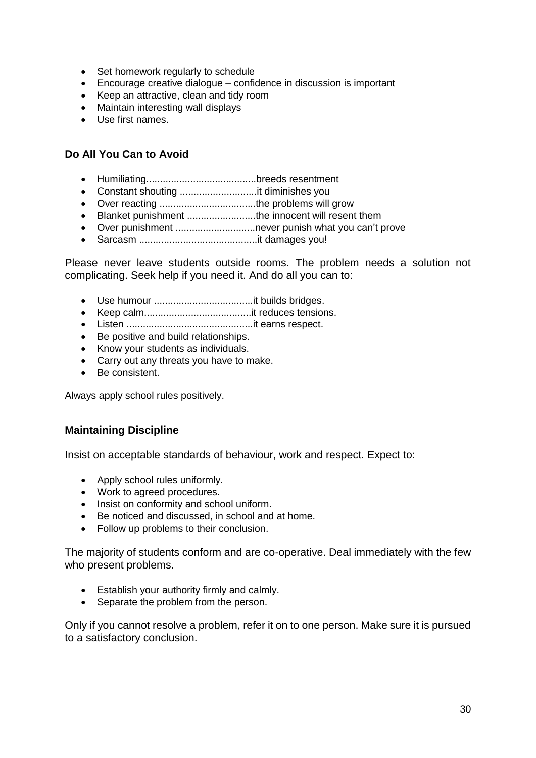- Set homework regularly to schedule
- Encourage creative dialogue – confidence in discussion is important
- Keep an attractive, clean and tidy room
- Maintain interesting wall displays
- Use first names.

### Do All You Can to Avoid

- Humiliating........................................breeds resentment
- Constant shouting ............................it diminishes you
- Over reacting ...................................the problems will grow
- Blanket punishment .........................the innocent will resent them
- Over punishment .............................never punish what you can't prove
- Sarcasm ...........................................it damages you!

Please never leave students outside rooms. The problem needs a solution not complicating. Seek help if you need it. And do all you can to:

- Use humour ....................................it builds bridges.
- Keep calm.......................................it reduces tensions.
- Listen ..............................................it earns respect.
- Be positive and build relationships.
- Know your students as individuals.
- Carry out any threats you have to make.
- Be consistent.

Always apply school rules positively.

### Maintaining Discipline

Insist on acceptable standards of behaviour, work and respect. Expect to:

- Apply school rules uniformly.
- Work to agreed procedures.
- Insist on conformity and school uniform.
- Be noticed and discussed, in school and at home.
- Follow up problems to their conclusion.

The majority of students conform and are co-operative. Deal immediately with the few who present problems.

- Establish your authority firmly and calmly.
- Separate the problem from the person.

Only if you cannot resolve a problem, refer it on to one person. Make sure it is pursued to a satisfactory conclusion.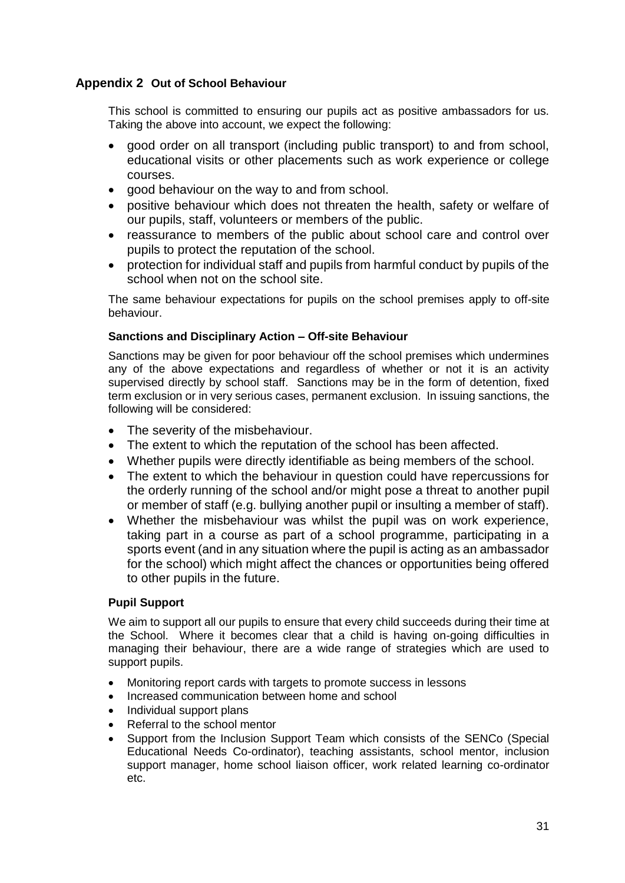## Appendix 2 Out of School Behaviour

This school is committed to ensuring our pupils act as positive ambassadors for us. Taking the above into account, we expect the following:

- good order on all transport (including public transport) to and from school, educational visits or other placements such as work experience or college courses.
- good behaviour on the way to and from school.
- positive behaviour which does not threaten the health, safety or welfare of our pupils, staff, volunteers or members of the public.
- reassurance to members of the public about school care and control over pupils to protect the reputation of the school.
- protection for individual staff and pupils from harmful conduct by pupils of the school when not on the school site.

The same behaviour expectations for pupils on the school premises apply to off-site behaviour.

### Sanctions and Disciplinary Action – Off-site Behaviour

Sanctions may be given for poor behaviour off the school premises which undermines any of the above expectations and regardless of whether or not it is an activity supervised directly by school staff. Sanctions may be in the form of detention, fixed term exclusion or in very serious cases, permanent exclusion. In issuing sanctions, the following will be considered:

- The severity of the misbehaviour.
- The extent to which the reputation of the school has been affected.
- Whether pupils were directly identifiable as being members of the school.
- The extent to which the behaviour in question could have repercussions for the orderly running of the school and/or might pose a threat to another pupil or member of staff (e.g. bullying another pupil or insulting a member of staff).
- Whether the misbehaviour was whilst the pupil was on work experience, taking part in a course as part of a school programme, participating in a sports event (and in any situation where the pupil is acting as an ambassador for the school) which might affect the chances or opportunities being offered to other pupils in the future.

### Pupil Support

We aim to support all our pupils to ensure that every child succeeds during their time at the School. Where it becomes clear that a child is having on-going difficulties in managing their behaviour, there are a wide range of strategies which are used to support pupils.

- Monitoring report cards with targets to promote success in lessons
- Increased communication between home and school
- Individual support plans
- Referral to the school mentor
- Support from the Inclusion Support Team which consists of the SENCo (Special Educational Needs Co-ordinator), teaching assistants, school mentor, inclusion support manager, home school liaison officer, work related learning co-ordinator etc.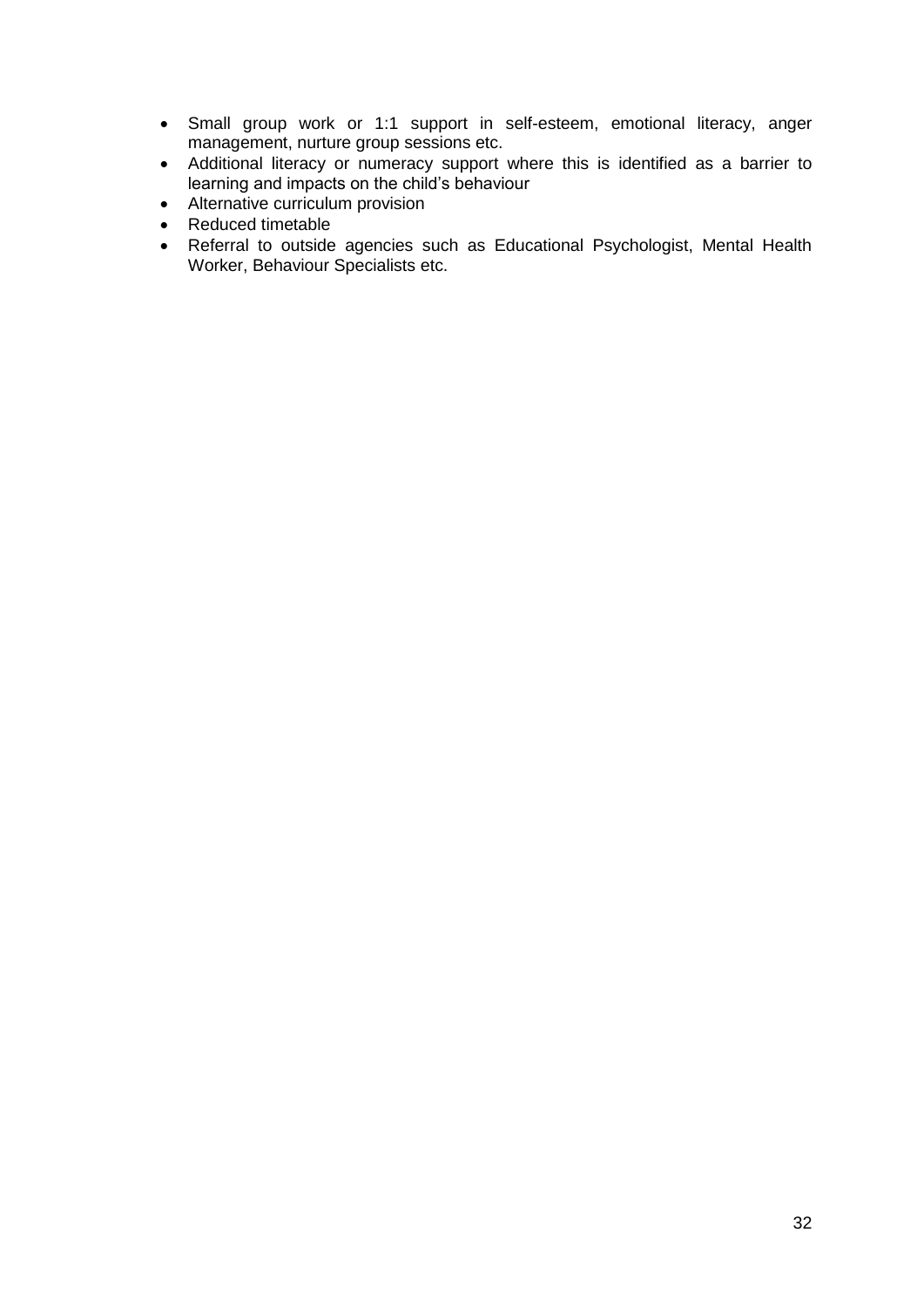- Small group work or 1:1 support in self-esteem, emotional literacy, anger management, nurture group sessions etc.
- Additional literacy or numeracy support where this is identified as a barrier to learning and impacts on the child's behaviour
- Alternative curriculum provision
- Reduced timetable
- Referral to outside agencies such as Educational Psychologist, Mental Health Worker, Behaviour Specialists etc.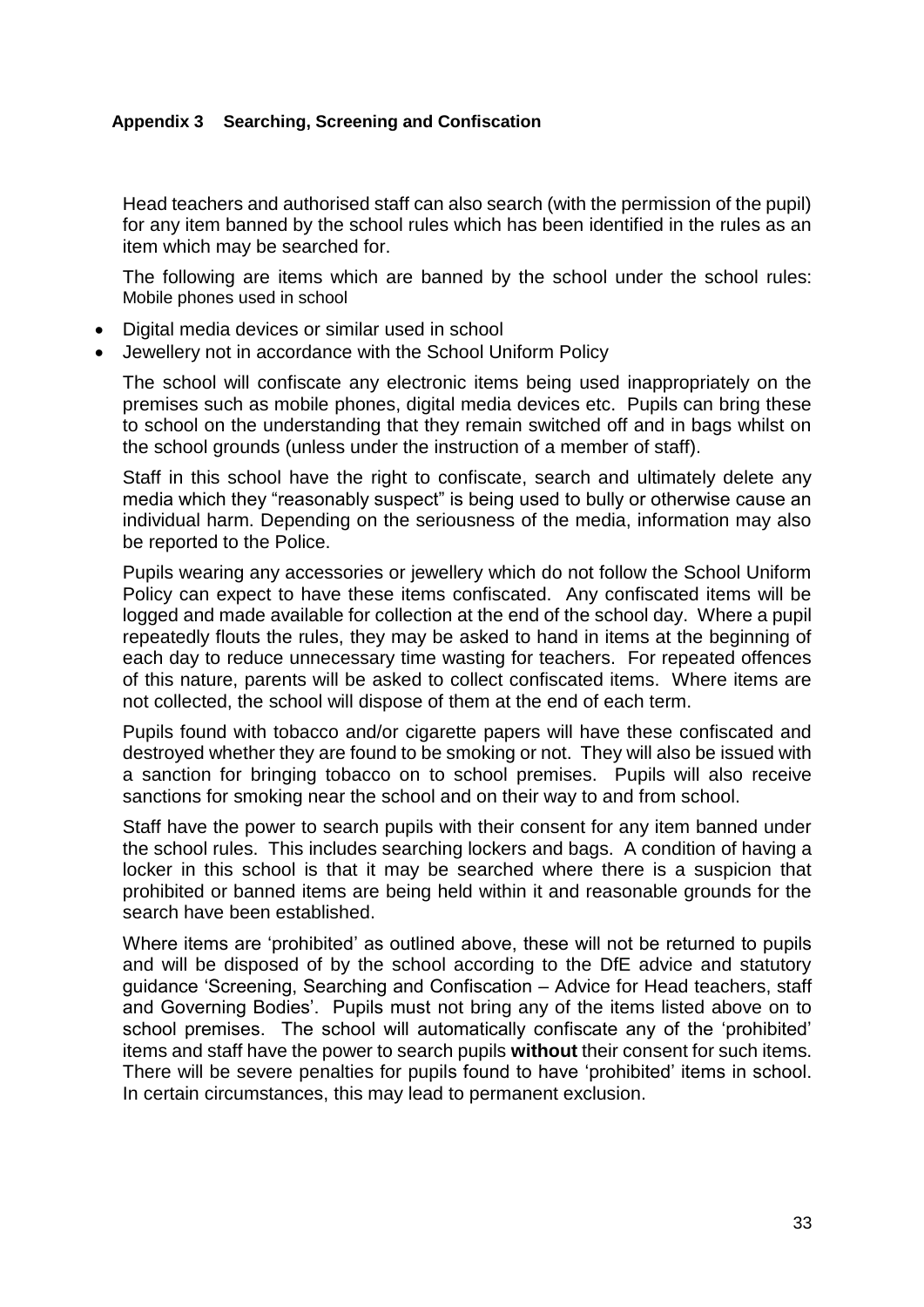#### Appendix 3 Searching, Screening and Confiscation

Head teachers and authorised staff can also search (with the permission of the pupil) for any item banned by the school rules which has been identified in the rules as an item which may be searched for.

The following are items which are banned by the school under the school rules:
Mobile phones used in school

- Digital media devices or similar used in school
- Jewellery not in accordance with the School Uniform Policy

The school will confiscate any electronic items being used inappropriately on the premises such as mobile phones, digital media devices etc. Pupils can bring these to school on the understanding that they remain switched off and in bags whilst on the school grounds (unless under the instruction of a member of staff).

Staff in this school have the right to confiscate, search and ultimately delete any media which they "reasonably suspect" is being used to bully or otherwise cause an individual harm. Depending on the seriousness of the media, information may also be reported to the Police.

Pupils wearing any accessories or jewellery which do not follow the School Uniform Policy can expect to have these items confiscated. Any confiscated items will be logged and made available for collection at the end of the school day. Where a pupil repeatedly flouts the rules, they may be asked to hand in items at the beginning of each day to reduce unnecessary time wasting for teachers. For repeated offences of this nature, parents will be asked to collect confiscated items. Where items are not collected, the school will dispose of them at the end of each term.

Pupils found with tobacco and/or cigarette papers will have these confiscated and destroyed whether they are found to be smoking or not. They will also be issued with a sanction for bringing tobacco on to school premises. Pupils will also receive sanctions for smoking near the school and on their way to and from school.

Staff have the power to search pupils with their consent for any item banned under the school rules. This includes searching lockers and bags. A condition of having a locker in this school is that it may be searched where there is a suspicion that prohibited or banned items are being held within it and reasonable grounds for the search have been established.

Where items are 'prohibited' as outlined above, these will not be returned to pupils and will be disposed of by the school according to the DfE advice and statutory guidance 'Screening, Searching and Confiscation – Advice for Head teachers, staff and Governing Bodies'. Pupils must not bring any of the items listed above on to school premises. The school will automatically confiscate any of the 'prohibited' items and staff have the power to search pupils **without** their consent for such items. There will be severe penalties for pupils found to have 'prohibited' items in school. In certain circumstances, this may lead to permanent exclusion.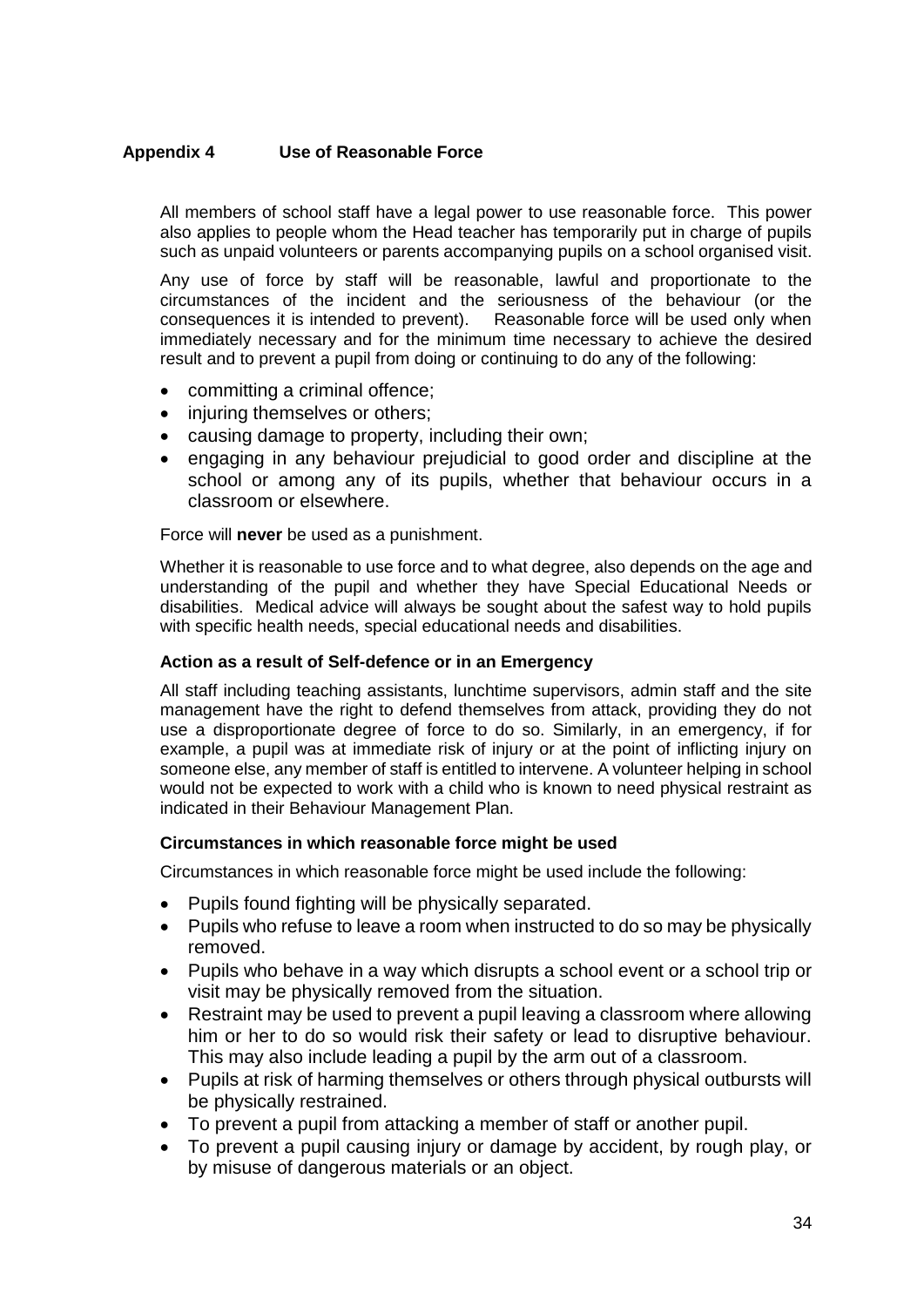## Appendix 4 Use of Reasonable Force

All members of school staff have a legal power to use reasonable force. This power also applies to people whom the Head teacher has temporarily put in charge of pupils such as unpaid volunteers or parents accompanying pupils on a school organised visit.

Any use of force by staff will be reasonable, lawful and proportionate to the circumstances of the incident and the seriousness of the behaviour (or the consequences it is intended to prevent). Reasonable force will be used only when immediately necessary and for the minimum time necessary to achieve the desired result and to prevent a pupil from doing or continuing to do any of the following:

- committing a criminal offence;
- injuring themselves or others;
- causing damage to property, including their own;
- engaging in any behaviour prejudicial to good order and discipline at the school or among any of its pupils, whether that behaviour occurs in a classroom or elsewhere.

Force will **never** be used as a punishment.

Whether it is reasonable to use force and to what degree, also depends on the age and understanding of the pupil and whether they have Special Educational Needs or disabilities. Medical advice will always be sought about the safest way to hold pupils with specific health needs, special educational needs and disabilities.

### Action as a result of Self-defence or in an Emergency

All staff including teaching assistants, lunchtime supervisors, admin staff and the site management have the right to defend themselves from attack, providing they do not use a disproportionate degree of force to do so. Similarly, in an emergency, if for example, a pupil was at immediate risk of injury or at the point of inflicting injury on someone else, any member of staff is entitled to intervene. A volunteer helping in school would not be expected to work with a child who is known to need physical restraint as indicated in their Behaviour Management Plan.

### Circumstances in which reasonable force might be used

Circumstances in which reasonable force might be used include the following:

- Pupils found fighting will be physically separated.
- Pupils who refuse to leave a room when instructed to do so may be physically removed.
- Pupils who behave in a way which disrupts a school event or a school trip or visit may be physically removed from the situation.
- Restraint may be used to prevent a pupil leaving a classroom where allowing him or her to do so would risk their safety or lead to disruptive behaviour. This may also include leading a pupil by the arm out of a classroom.
- Pupils at risk of harming themselves or others through physical outbursts will be physically restrained.
- To prevent a pupil from attacking a member of staff or another pupil.
- To prevent a pupil causing injury or damage by accident, by rough play, or by misuse of dangerous materials or an object.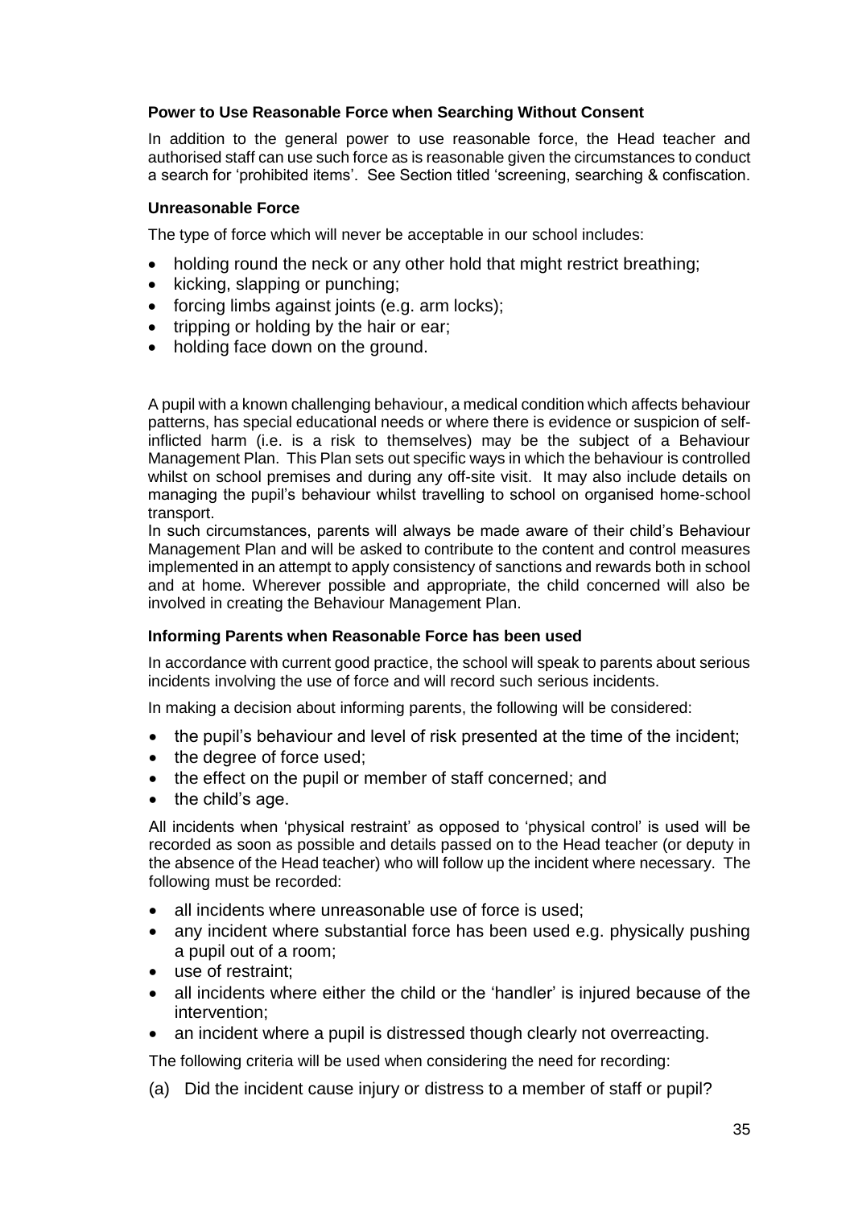### Power to Use Reasonable Force when Searching Without Consent

In addition to the general power to use reasonable force, the Head teacher and authorised staff can use such force as is reasonable given the circumstances to conduct a search for 'prohibited items'. See Section titled 'screening, searching & confiscation.

### Unreasonable Force

The type of force which will never be acceptable in our school includes:

- holding round the neck or any other hold that might restrict breathing;
- kicking, slapping or punching;
- forcing limbs against joints (e.g. arm locks);
- tripping or holding by the hair or ear;
- holding face down on the ground.

A pupil with a known challenging behaviour, a medical condition which affects behaviour patterns, has special educational needs or where there is evidence or suspicion of self-inflicted harm (i.e. is a risk to themselves) may be the subject of a Behaviour Management Plan. This Plan sets out specific ways in which the behaviour is controlled whilst on school premises and during any off-site visit. It may also include details on managing the pupil's behaviour whilst travelling to school on organised home-school transport.

In such circumstances, parents will always be made aware of their child's Behaviour Management Plan and will be asked to contribute to the content and control measures implemented in an attempt to apply consistency of sanctions and rewards both in school and at home. Wherever possible and appropriate, the child concerned will also be involved in creating the Behaviour Management Plan.

### Informing Parents when Reasonable Force has been used

In accordance with current good practice, the school will speak to parents about serious incidents involving the use of force and will record such serious incidents.

In making a decision about informing parents, the following will be considered:

- the pupil's behaviour and level of risk presented at the time of the incident;
- the degree of force used;
- the effect on the pupil or member of staff concerned; and
- the child's age.

All incidents when 'physical restraint' as opposed to 'physical control' is used will be recorded as soon as possible and details passed on to the Head teacher (or deputy in the absence of the Head teacher) who will follow up the incident where necessary. The following must be recorded:

- all incidents where unreasonable use of force is used;
- any incident where substantial force has been used e.g. physically pushing a pupil out of a room;
- use of restraint;
- all incidents where either the child or the 'handler' is injured because of the intervention;
- an incident where a pupil is distressed though clearly not overreacting.

The following criteria will be used when considering the need for recording:

(a) Did the incident cause injury or distress to a member of staff or pupil?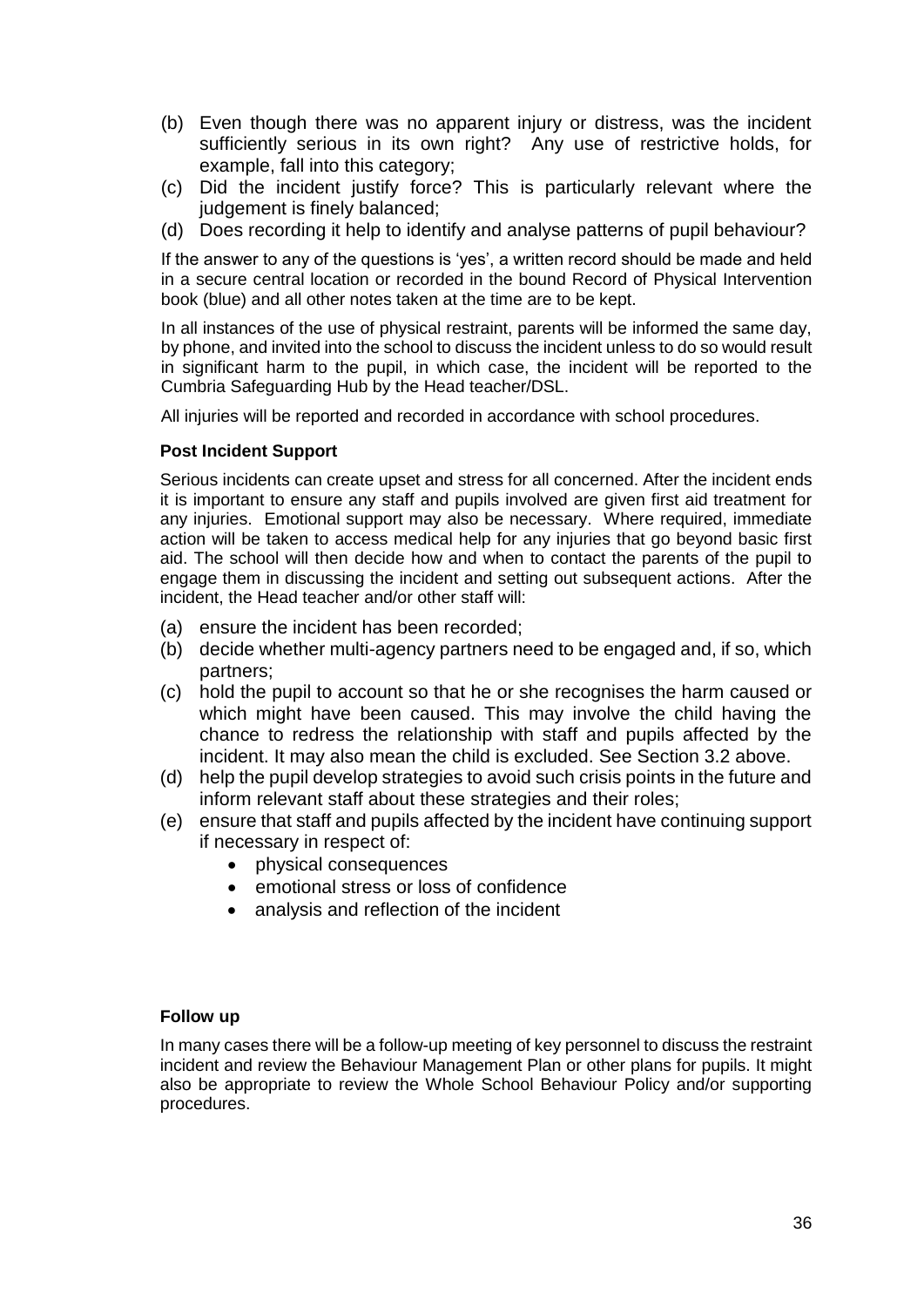(b) Even though there was no apparent injury or distress, was the incident sufficiently serious in its own right? Any use of restrictive holds, for example, fall into this category;

(c) Did the incident justify force? This is particularly relevant where the judgement is finely balanced;

(d) Does recording it help to identify and analyse patterns of pupil behaviour?

If the answer to any of the questions is 'yes', a written record should be made and held in a secure central location or recorded in the bound Record of Physical Intervention book (blue) and all other notes taken at the time are to be kept.

In all instances of the use of physical restraint, parents will be informed the same day, by phone, and invited into the school to discuss the incident unless to do so would result in significant harm to the pupil, in which case, the incident will be reported to the Cumbria Safeguarding Hub by the Head teacher/DSL.

All injuries will be reported and recorded in accordance with school procedures.

**Post Incident Support**

Serious incidents can create upset and stress for all concerned. After the incident ends it is important to ensure any staff and pupils involved are given first aid treatment for any injuries. Emotional support may also be necessary. Where required, immediate action will be taken to access medical help for any injuries that go beyond basic first aid. The school will then decide how and when to contact the parents of the pupil to engage them in discussing the incident and setting out subsequent actions. After the incident, the Head teacher and/or other staff will:

(a) ensure the incident has been recorded;

(b) decide whether multi-agency partners need to be engaged and, if so, which partners;

(c) hold the pupil to account so that he or she recognises the harm caused or which might have been caused. This may involve the child having the chance to redress the relationship with staff and pupils affected by the incident. It may also mean the child is excluded. See Section 3.2 above.

(d) help the pupil develop strategies to avoid such crisis points in the future and inform relevant staff about these strategies and their roles;

(e) ensure that staff and pupils affected by the incident have continuing support if necessary in respect of:
   - physical consequences
   - emotional stress or loss of confidence
   - analysis and reflection of the incident

**Follow up**

In many cases there will be a follow-up meeting of key personnel to discuss the restraint incident and review the Behaviour Management Plan or other plans for pupils. It might also be appropriate to review the Whole School Behaviour Policy and/or supporting procedures.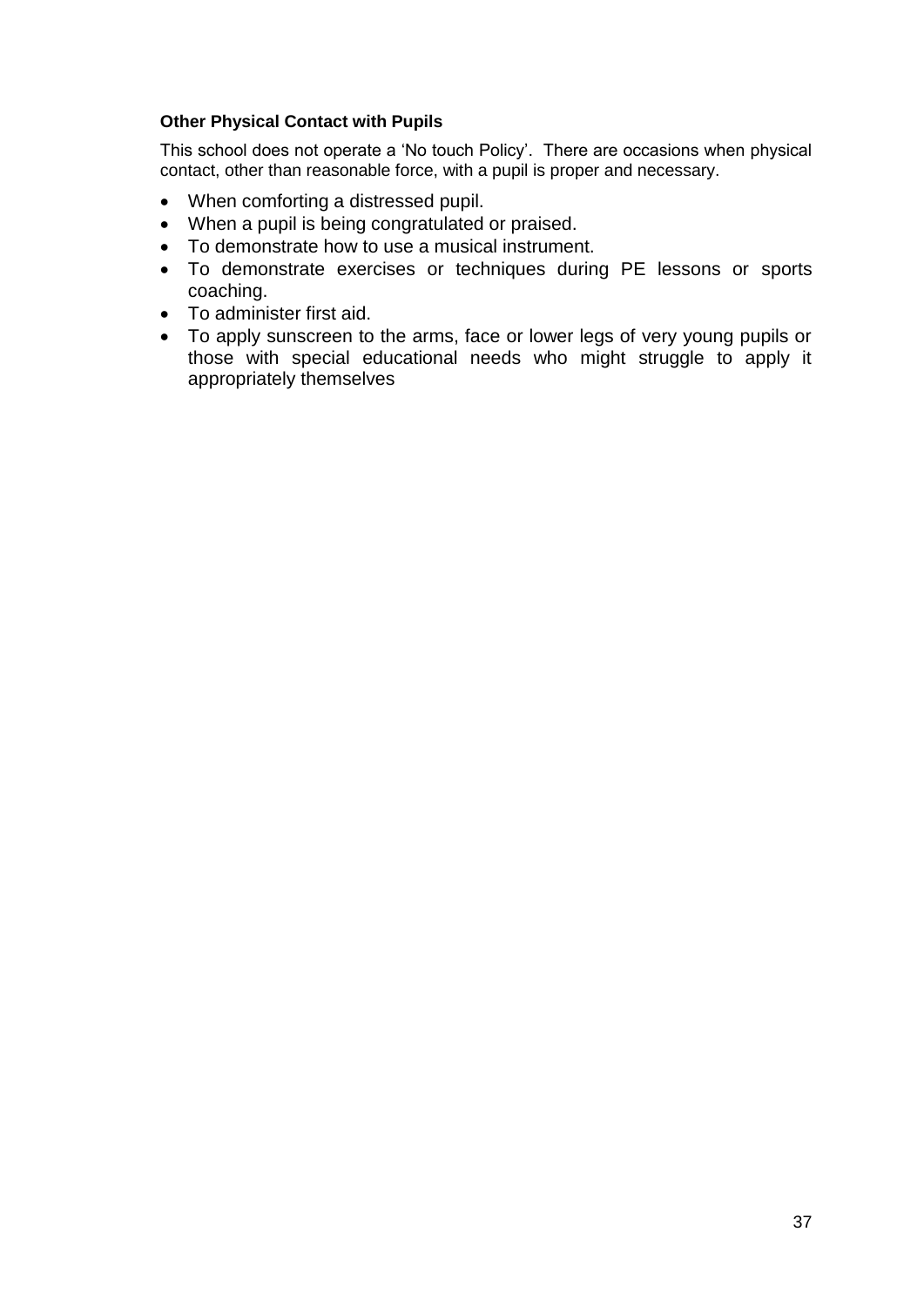#### **Other Physical Contact with Pupils**

This school does not operate a 'No touch Policy'. There are occasions when physical contact, other than reasonable force, with a pupil is proper and necessary.

- When comforting a distressed pupil.
- When a pupil is being congratulated or praised.
- To demonstrate how to use a musical instrument.
- To demonstrate exercises or techniques during PE lessons or sports coaching.
- To administer first aid.
- To apply sunscreen to the arms, face or lower legs of very young pupils or those with special educational needs who might struggle to apply it appropriately themselves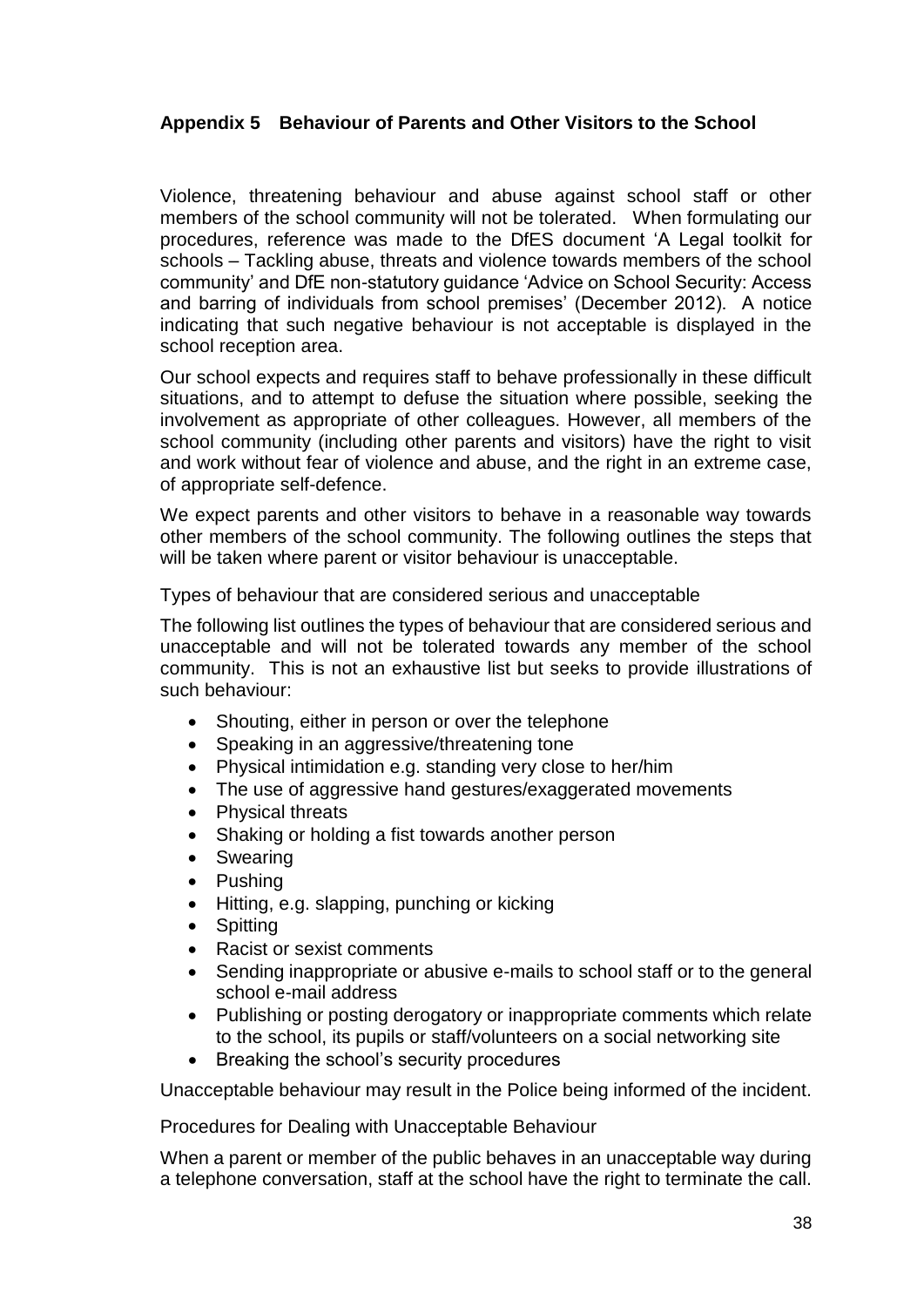## Appendix 5 Behaviour of Parents and Other Visitors to the School

Violence, threatening behaviour and abuse against school staff or other members of the school community will not be tolerated. When formulating our procedures, reference was made to the DfES document 'A Legal toolkit for schools – Tackling abuse, threats and violence towards members of the school community' and DfE non-statutory guidance 'Advice on School Security: Access and barring of individuals from school premises' (December 2012). A notice indicating that such negative behaviour is not acceptable is displayed in the school reception area.

Our school expects and requires staff to behave professionally in these difficult situations, and to attempt to defuse the situation where possible, seeking the involvement as appropriate of other colleagues. However, all members of the school community (including other parents and visitors) have the right to visit and work without fear of violence and abuse, and the right in an extreme case, of appropriate self-defence.

We expect parents and other visitors to behave in a reasonable way towards other members of the school community. The following outlines the steps that will be taken where parent or visitor behaviour is unacceptable.

Types of behaviour that are considered serious and unacceptable

The following list outlines the types of behaviour that are considered serious and unacceptable and will not be tolerated towards any member of the school community. This is not an exhaustive list but seeks to provide illustrations of such behaviour:

- Shouting, either in person or over the telephone
- Speaking in an aggressive/threatening tone
- Physical intimidation e.g. standing very close to her/him
- The use of aggressive hand gestures/exaggerated movements
- Physical threats
- Shaking or holding a fist towards another person
- Swearing
- Pushing
- Hitting, e.g. slapping, punching or kicking
- Spitting
- Racist or sexist comments
- Sending inappropriate or abusive e-mails to school staff or to the general school e-mail address
- Publishing or posting derogatory or inappropriate comments which relate to the school, its pupils or staff/volunteers on a social networking site
- Breaking the school's security procedures

Unacceptable behaviour may result in the Police being informed of the incident.

Procedures for Dealing with Unacceptable Behaviour

When a parent or member of the public behaves in an unacceptable way during a telephone conversation, staff at the school have the right to terminate the call.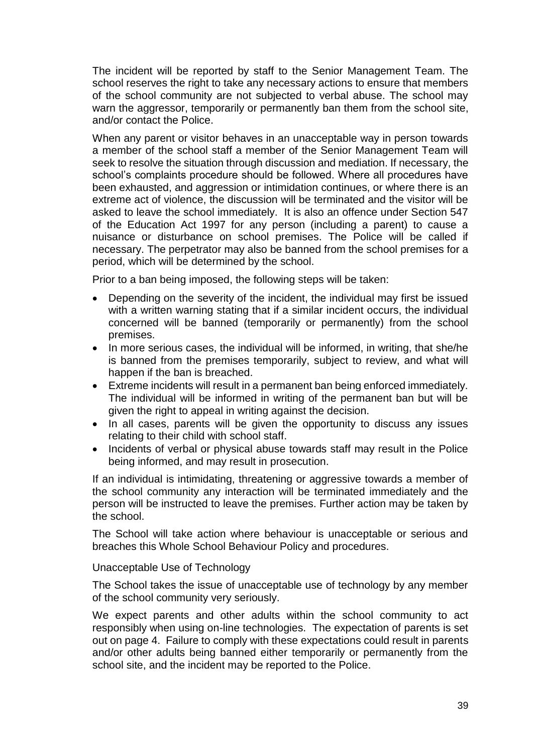The incident will be reported by staff to the Senior Management Team. The school reserves the right to take any necessary actions to ensure that members of the school community are not subjected to verbal abuse. The school may warn the aggressor, temporarily or permanently ban them from the school site, and/or contact the Police.

When any parent or visitor behaves in an unacceptable way in person towards a member of the school staff a member of the Senior Management Team will seek to resolve the situation through discussion and mediation. If necessary, the school's complaints procedure should be followed. Where all procedures have been exhausted, and aggression or intimidation continues, or where there is an extreme act of violence, the discussion will be terminated and the visitor will be asked to leave the school immediately. It is also an offence under Section 547 of the Education Act 1997 for any person (including a parent) to cause a nuisance or disturbance on school premises. The Police will be called if necessary. The perpetrator may also be banned from the school premises for a period, which will be determined by the school.

Prior to a ban being imposed, the following steps will be taken:

- Depending on the severity of the incident, the individual may first be issued with a written warning stating that if a similar incident occurs, the individual concerned will be banned (temporarily or permanently) from the school premises.
- In more serious cases, the individual will be informed, in writing, that she/he is banned from the premises temporarily, subject to review, and what will happen if the ban is breached.
- Extreme incidents will result in a permanent ban being enforced immediately. The individual will be informed in writing of the permanent ban but will be given the right to appeal in writing against the decision.
- In all cases, parents will be given the opportunity to discuss any issues relating to their child with school staff.
- Incidents of verbal or physical abuse towards staff may result in the Police being informed, and may result in prosecution.

If an individual is intimidating, threatening or aggressive towards a member of the school community any interaction will be terminated immediately and the person will be instructed to leave the premises. Further action may be taken by the school.

The School will take action where behaviour is unacceptable or serious and breaches this Whole School Behaviour Policy and procedures.

Unacceptable Use of Technology

The School takes the issue of unacceptable use of technology by any member of the school community very seriously.

We expect parents and other adults within the school community to act responsibly when using on-line technologies. The expectation of parents is set out on page 4. Failure to comply with these expectations could result in parents and/or other adults being banned either temporarily or permanently from the school site, and the incident may be reported to the Police.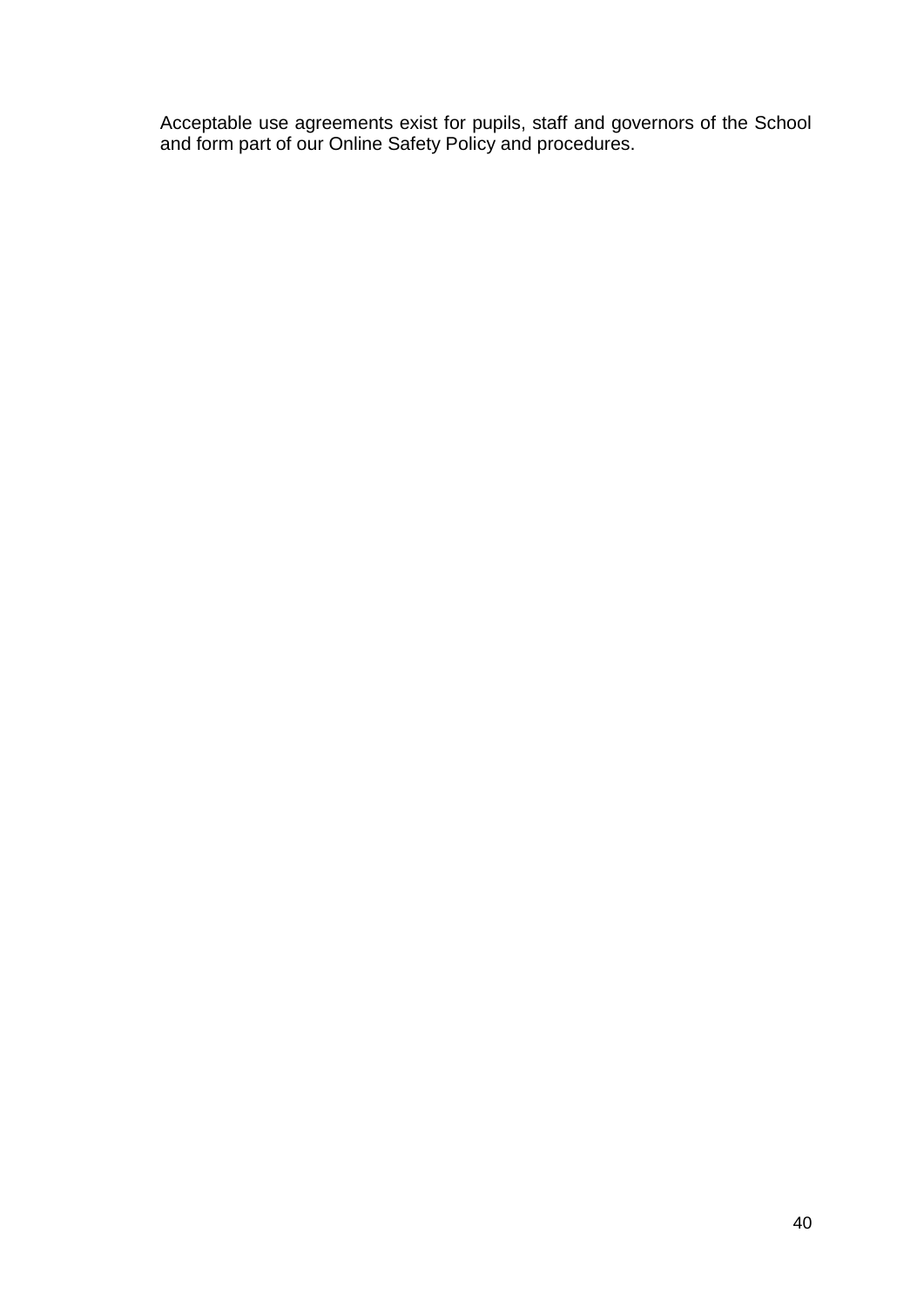Acceptable use agreements exist for pupils, staff and governors of the School and form part of our Online Safety Policy and procedures.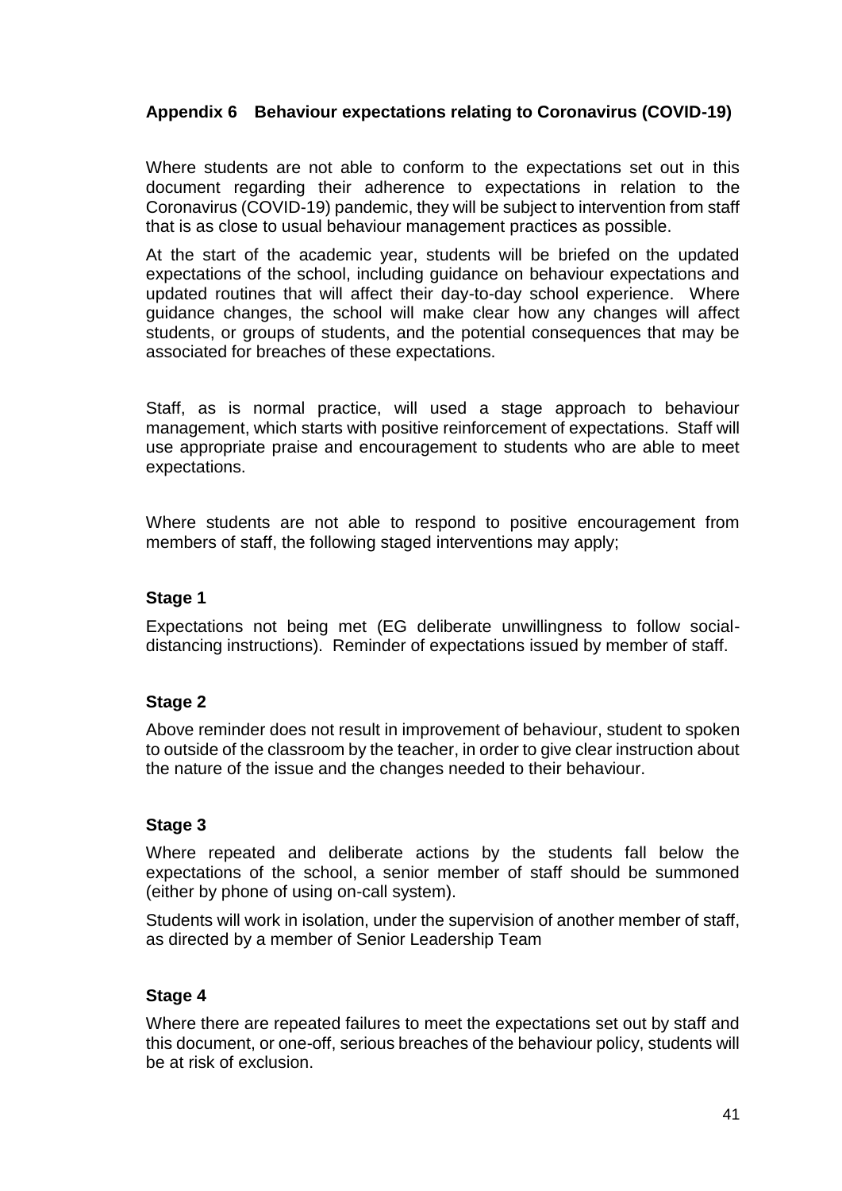## Appendix 6 Behaviour expectations relating to Coronavirus (COVID-19)

Where students are not able to conform to the expectations set out in this document regarding their adherence to expectations in relation to the Coronavirus (COVID-19) pandemic, they will be subject to intervention from staff that is as close to usual behaviour management practices as possible.

At the start of the academic year, students will be briefed on the updated expectations of the school, including guidance on behaviour expectations and updated routines that will affect their day-to-day school experience. Where guidance changes, the school will make clear how any changes will affect students, or groups of students, and the potential consequences that may be associated for breaches of these expectations.

Staff, as is normal practice, will used a stage approach to behaviour management, which starts with positive reinforcement of expectations. Staff will use appropriate praise and encouragement to students who are able to meet expectations.

Where students are not able to respond to positive encouragement from members of staff, the following staged interventions may apply;

### Stage 1

Expectations not being met (EG deliberate unwillingness to follow social-distancing instructions). Reminder of expectations issued by member of staff.

### Stage 2

Above reminder does not result in improvement of behaviour, student to spoken to outside of the classroom by the teacher, in order to give clear instruction about the nature of the issue and the changes needed to their behaviour.

### Stage 3

Where repeated and deliberate actions by the students fall below the expectations of the school, a senior member of staff should be summoned (either by phone of using on-call system).

Students will work in isolation, under the supervision of another member of staff, as directed by a member of Senior Leadership Team

### Stage 4

Where there are repeated failures to meet the expectations set out by staff and this document, or one-off, serious breaches of the behaviour policy, students will be at risk of exclusion.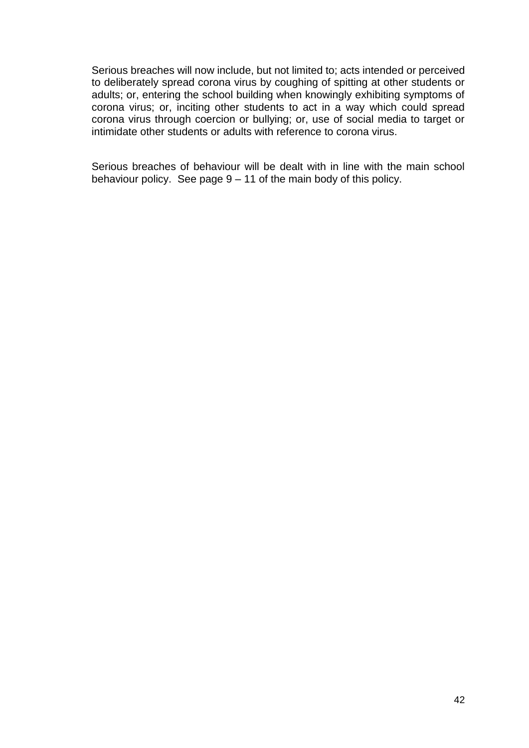Serious breaches will now include, but not limited to; acts intended or perceived to deliberately spread corona virus by coughing of spitting at other students or adults; or, entering the school building when knowingly exhibiting symptoms of corona virus; or, inciting other students to act in a way which could spread corona virus through coercion or bullying; or, use of social media to target or intimidate other students or adults with reference to corona virus.

Serious breaches of behaviour will be dealt with in line with the main school behaviour policy. See page 9 – 11 of the main body of this policy.